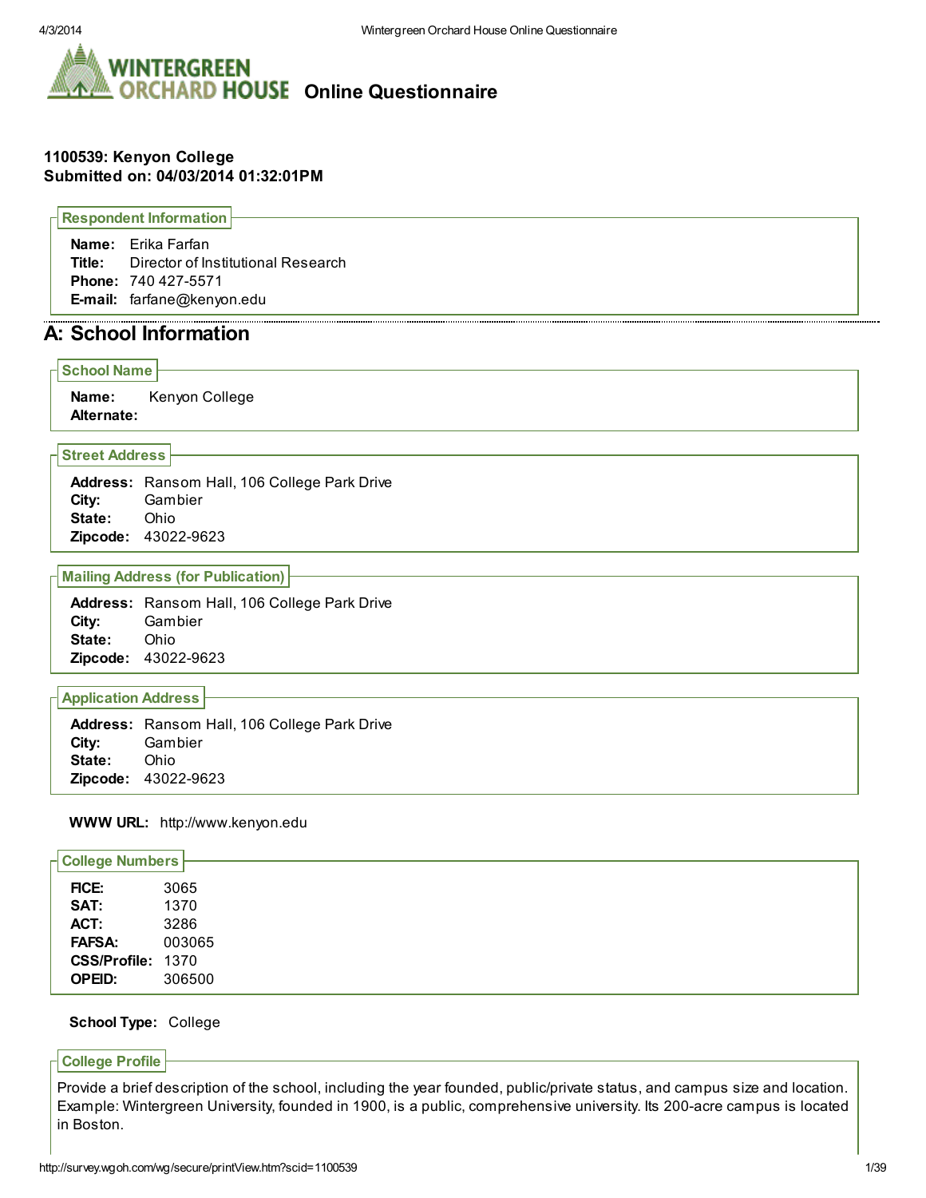# Online Questionnaire

**1100539: Kenyon College**
**Submitted on: 04/03/2014 01:32:01PM**

### Respondent Information

**Name:** Erika Farfan
**Title:** Director of Institutional Research
**Phone:** 740 427-5571
**E-mail:** farfane@kenyon.edu

## A: School Information

### School Name

**Name:** Kenyon College
**Alternate:**

### Street Address

**Address:** Ransom Hall, 106 College Park Drive
**City:** Gambier
**State:** Ohio
**Zipcode:** 43022-9623

### Mailing Address (for Publication)

**Address:** Ransom Hall, 106 College Park Drive
**City:** Gambier
**State:** Ohio
**Zipcode:** 43022-9623

### Application Address

**Address:** Ransom Hall, 106 College Park Drive
**City:** Gambier
**State:** Ohio
**Zipcode:** 43022-9623

**WWW URL:** http://www.kenyon.edu

### College Numbers

**FICE:** 3065
**SAT:** 1370
**ACT:** 3286
**FAFSA:** 003065
**CSS/Profile:** 1370
**OPEID:** 306500

**School Type:** College

### College Profile

Provide a brief description of the school, including the year founded, public/private status, and campus size and location. Example: Wintergreen University, founded in 1900, is a public, comprehensive university. Its 200-acre campus is located in Boston.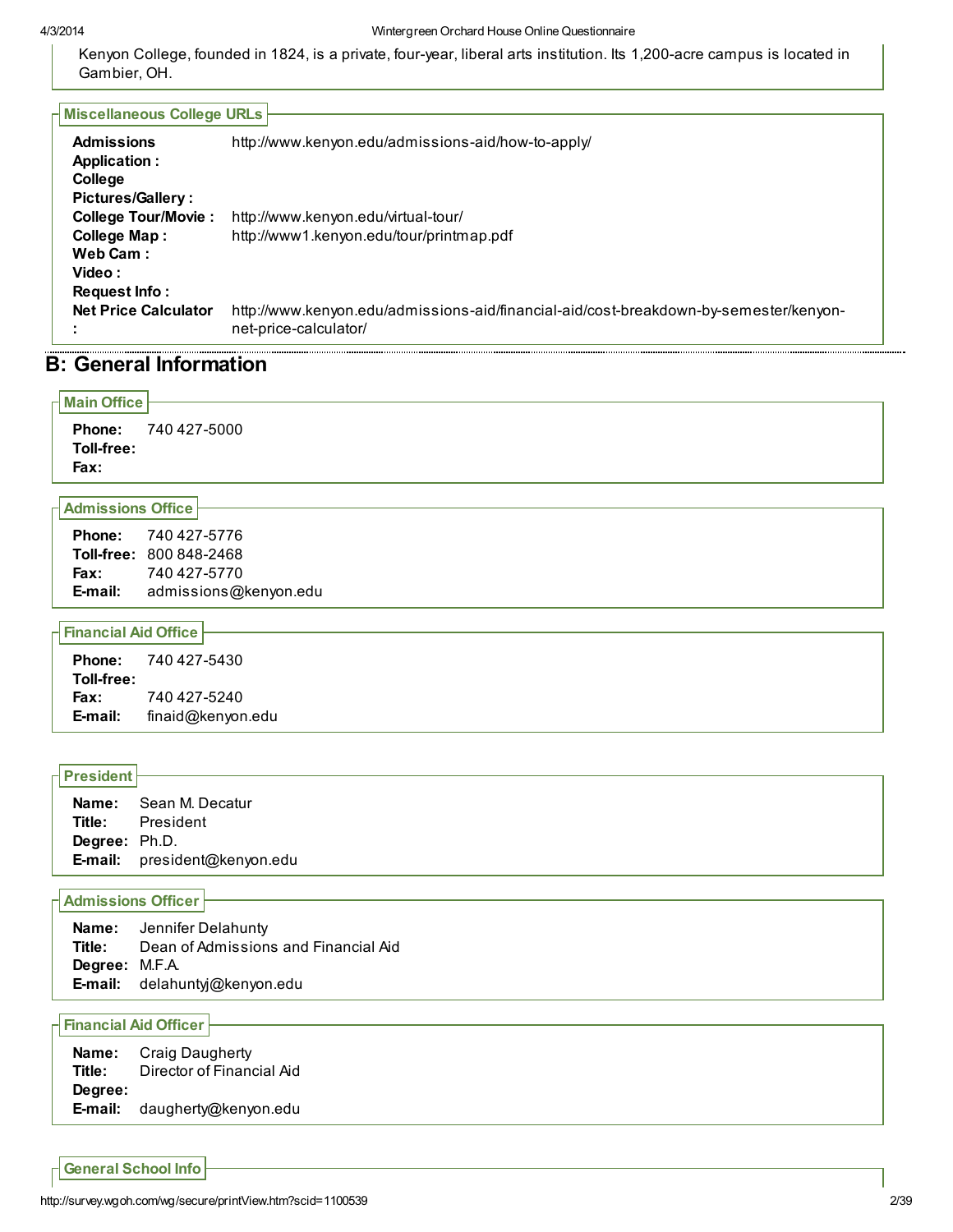Kenyon College, founded in 1824, is a private, four-year, liberal arts institution. Its 1,200-acre campus is located in Gambier, OH.

### Miscellaneous College URLs

| | |
|---|---|
| **Admissions Application :** | http://www.kenyon.edu/admissions-aid/how-to-apply/ |
| **College Pictures/Gallery :** | |
| **College Tour/Movie :** | http://www.kenyon.edu/virtual-tour/ |
| **College Map :** | http://www1.kenyon.edu/tour/printmap.pdf |
| **Web Cam :** | |
| **Video :** | |
| **Request Info :** | |
| **Net Price Calculator :** | http://www.kenyon.edu/admissions-aid/financial-aid/cost-breakdown-by-semester/kenyon-net-price-calculator/ |

## B: General Information

### Main Office

**Phone:** 740 427-5000
**Toll-free:**
**Fax:**

### Admissions Office

**Phone:** 740 427-5776
**Toll-free:** 800 848-2468
**Fax:** 740 427-5770
**E-mail:** admissions@kenyon.edu

### Financial Aid Office

**Phone:** 740 427-5430
**Toll-free:**
**Fax:** 740 427-5240
**E-mail:** finaid@kenyon.edu

### President

**Name:** Sean M. Decatur
**Title:** President
**Degree:** Ph.D.
**E-mail:** president@kenyon.edu

### Admissions Officer

**Name:** Jennifer Delahunty
**Title:** Dean of Admissions and Financial Aid
**Degree:** M.F.A.
**E-mail:** delahuntyj@kenyon.edu

### Financial Aid Officer

**Name:** Craig Daugherty
**Title:** Director of Financial Aid
**Degree:**
**E-mail:** daugherty@kenyon.edu

### General School Info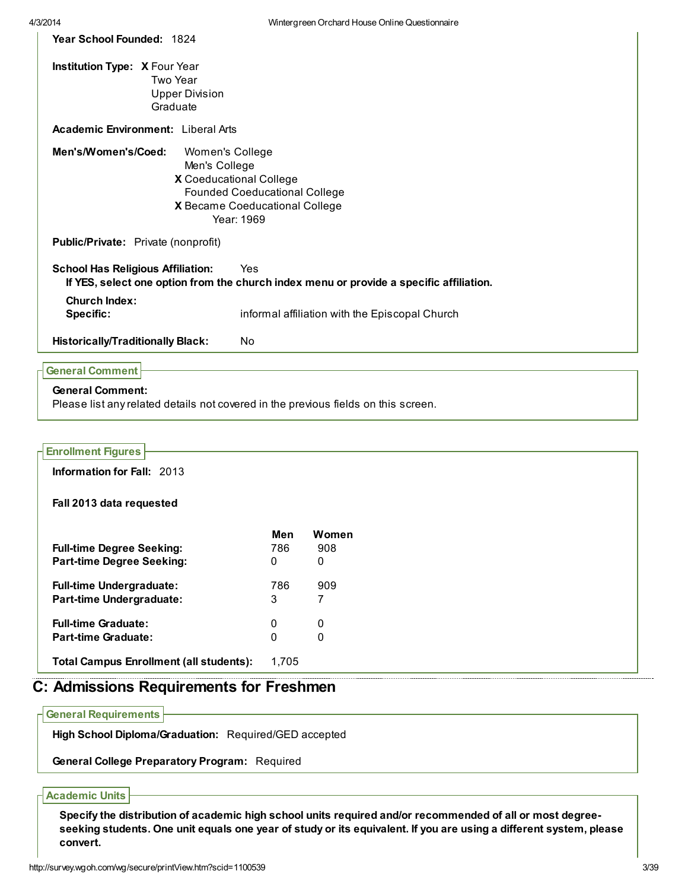**Year School Founded:** 1824

**Institution Type:** X Four Year
Two Year
Upper Division
Graduate

**Academic Environment:** Liberal Arts

**Men's/Women's/Coed:** Women's College
Men's College
X Coeducational College
Founded Coeducational College
X Became Coeducational College
Year: 1969

**Public/Private:** Private (nonprofit)

**School Has Religious Affiliation:** Yes
**If YES, select one option from the church index menu or provide a specific affiliation.**

**Church Index:**
**Specific:** informal affiliation with the Episcopal Church

**Historically/Traditionally Black:** No

### General Comment

**General Comment:**
Please list any related details not covered in the previous fields on this screen.

### Enrollment Figures

**Information for Fall:** 2013

**Fall 2013 data requested**

| | Men | Women |
|---|---|---|
| **Full-time Degree Seeking:** | 786 | 908 |
| **Part-time Degree Seeking:** | 0 | 0 |
| **Full-time Undergraduate:** | 786 | 909 |
| **Part-time Undergraduate:** | 3 | 7 |
| **Full-time Graduate:** | 0 | 0 |
| **Part-time Graduate:** | 0 | 0 |
| **Total Campus Enrollment (all students):** | 1,705 | |

## C: Admissions Requirements for Freshmen

### General Requirements

**High School Diploma/Graduation:** Required/GED accepted

**General College Preparatory Program:** Required

### Academic Units

**Specify the distribution of academic high school units required and/or recommended of all or most degree-seeking students. One unit equals one year of study or its equivalent. If you are using a different system, please convert.**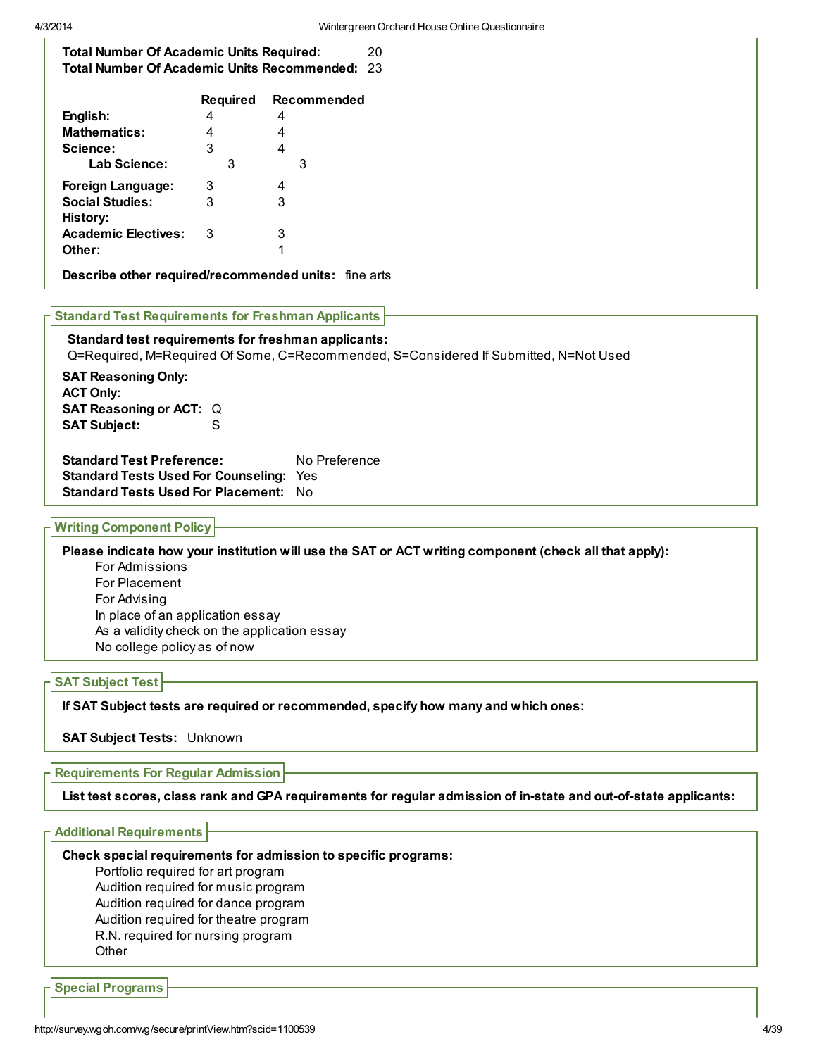**Total Number Of Academic Units Required:** 20
**Total Number Of Academic Units Recommended:** 23

| | Required | Recommended |
|---|---|---|
| **English:** | 4 | 4 |
| **Mathematics:** | 4 | 4 |
| **Science:** | 3 | 4 |
| **Lab Science:** | 3 | 3 |
| **Foreign Language:** | 3 | 4 |
| **Social Studies:** | 3 | 3 |
| **History:** | | |
| **Academic Electives:** | 3 | 3 |
| **Other:** | | 1 |

**Describe other required/recommended units:** fine arts

## Standard Test Requirements for Freshman Applicants

**Standard test requirements for freshman applicants:**
Q=Required, M=Required Of Some, C=Recommended, S=Considered If Submitted, N=Not Used

**SAT Reasoning Only:**
**ACT Only:**
**SAT Reasoning or ACT:** Q
**SAT Subject:** S

**Standard Test Preference:** No Preference
**Standard Tests Used For Counseling:** Yes
**Standard Tests Used For Placement:** No

## Writing Component Policy

**Please indicate how your institution will use the SAT or ACT writing component (check all that apply):**

- For Admissions
- For Placement
- For Advising
- In place of an application essay
- As a validity check on the application essay
- No college policy as of now

## SAT Subject Test

**If SAT Subject tests are required or recommended, specify how many and which ones:**

**SAT Subject Tests:** Unknown

## Requirements For Regular Admission

**List test scores, class rank and GPA requirements for regular admission of in-state and out-of-state applicants:**

## Additional Requirements

**Check special requirements for admission to specific programs:**

- Portfolio required for art program
- Audition required for music program
- Audition required for dance program
- Audition required for theatre program
- R.N. required for nursing program
- Other

## Special Programs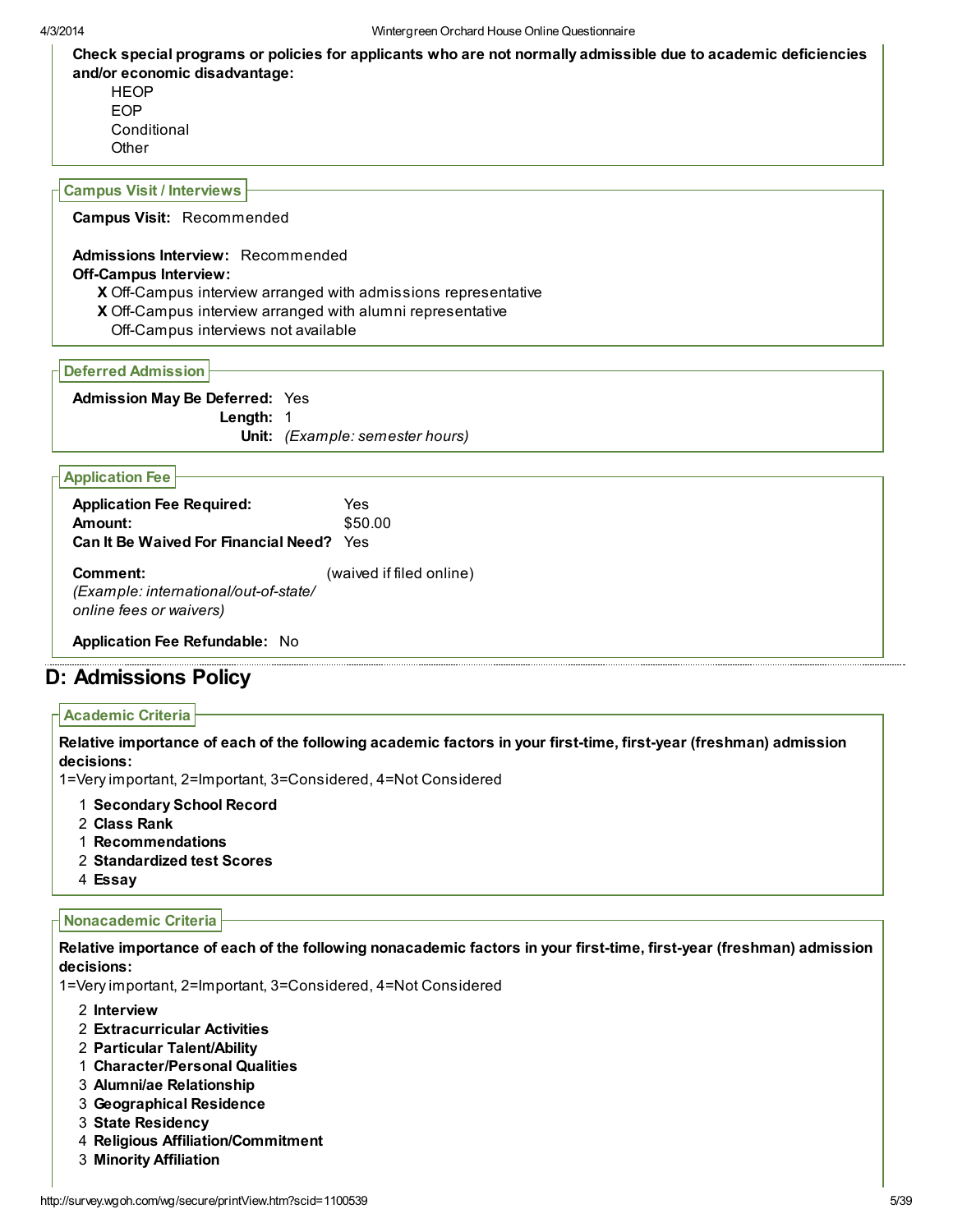**Check special programs or policies for applicants who are not normally admissible due to academic deficiencies and/or economic disadvantage:**

HEOP
EOP
Conditional
Other

### Campus Visit / Interviews

**Campus Visit:** Recommended

**Admissions Interview:** Recommended
**Off-Campus Interview:**
**X** Off-Campus interview arranged with admissions representative
**X** Off-Campus interview arranged with alumni representative
Off-Campus interviews not available

### Deferred Admission

**Admission May Be Deferred:** Yes
**Length:** 1
**Unit:** *(Example: semester hours)*

### Application Fee

**Application Fee Required:** Yes
**Amount:** $50.00
**Can It Be Waived For Financial Need?** Yes

**Comment:** (waived if filed online)
*(Example: international/out-of-state/ online fees or waivers)*

**Application Fee Refundable:** No

## D: Admissions Policy

### Academic Criteria

**Relative importance of each of the following academic factors in your first-time, first-year (freshman) admission decisions:**
1=Very important, 2=Important, 3=Considered, 4=Not Considered

1 **Secondary School Record**
2 **Class Rank**
1 **Recommendations**
2 **Standardized test Scores**
4 **Essay**

### Nonacademic Criteria

**Relative importance of each of the following nonacademic factors in your first-time, first-year (freshman) admission decisions:**
1=Very important, 2=Important, 3=Considered, 4=Not Considered

2 **Interview**
2 **Extracurricular Activities**
2 **Particular Talent/Ability**
1 **Character/Personal Qualities**
3 **Alumni/ae Relationship**
3 **Geographical Residence**
3 **State Residency**
4 **Religious Affiliation/Commitment**
3 **Minority Affiliation**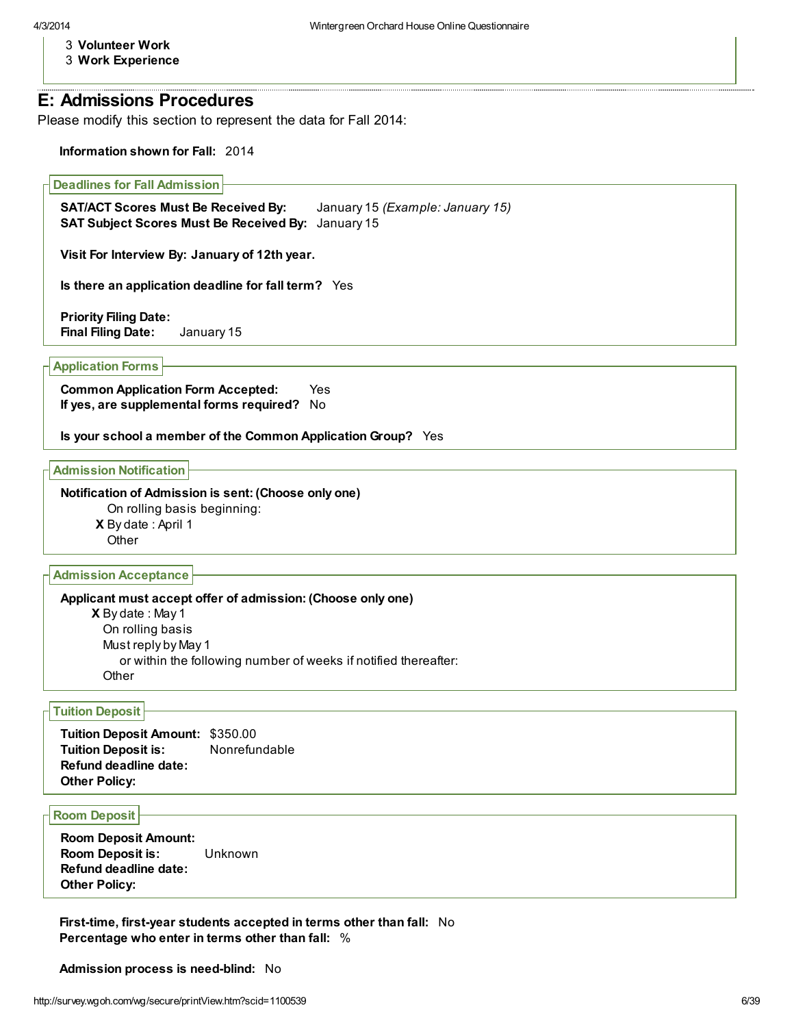3 **Volunteer Work**
3 **Work Experience**

## E: Admissions Procedures

Please modify this section to represent the data for Fall 2014:

**Information shown for Fall:** 2014

### Deadlines for Fall Admission

**SAT/ACT Scores Must Be Received By:** January 15 *(Example: January 15)*
**SAT Subject Scores Must Be Received By:** January 15

**Visit For Interview By: January of 12th year.**

**Is there an application deadline for fall term?** Yes

**Priority Filing Date:**
**Final Filing Date:** January 15

### Application Forms

**Common Application Form Accepted:** Yes
**If yes, are supplemental forms required?** No

**Is your school a member of the Common Application Group?** Yes

### Admission Notification

**Notification of Admission is sent: (Choose only one)**

- On rolling basis beginning:
- **X** By date : April 1
- Other

### Admission Acceptance

**Applicant must accept offer of admission: (Choose only one)**

- **X** By date : May 1
- On rolling basis
- Must reply by May 1
  - or within the following number of weeks if notified thereafter:
- Other

### Tuition Deposit

**Tuition Deposit Amount:** $350.00
**Tuition Deposit is:** Nonrefundable
**Refund deadline date:**
**Other Policy:**

### Room Deposit

**Room Deposit Amount:**
**Room Deposit is:** Unknown
**Refund deadline date:**
**Other Policy:**

**First-time, first-year students accepted in terms other than fall:** No
**Percentage who enter in terms other than fall:** %

**Admission process is need-blind:** No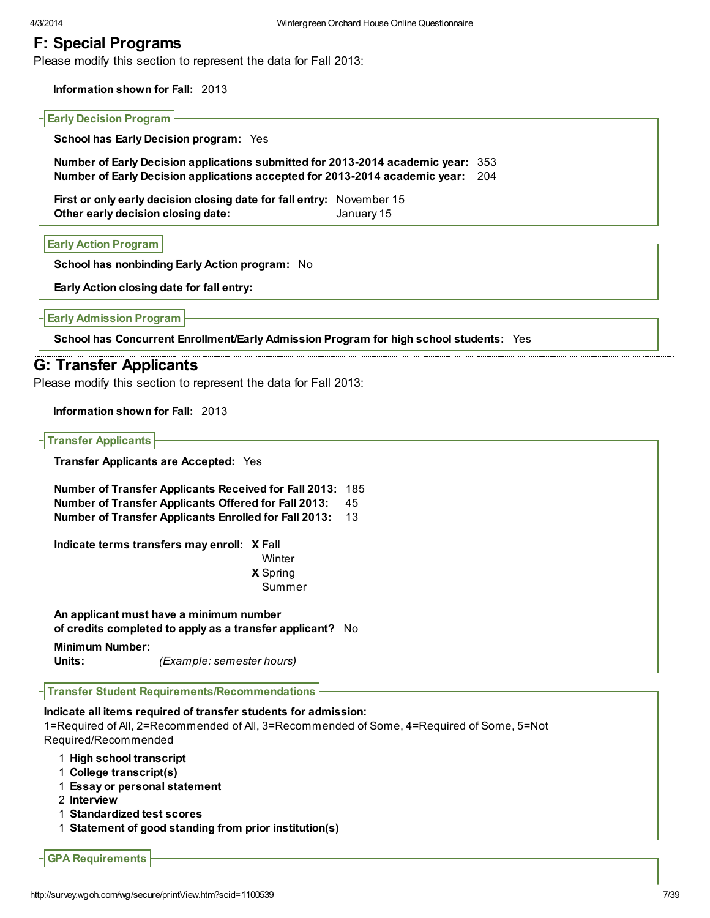## F: Special Programs

Please modify this section to represent the data for Fall 2013:

**Information shown for Fall:** 2013

### Early Decision Program

**School has Early Decision program:** Yes

**Number of Early Decision applications submitted for 2013-2014 academic year:** 353
**Number of Early Decision applications accepted for 2013-2014 academic year:** 204

**First or only early decision closing date for fall entry:** November 15
**Other early decision closing date:** January 15

### Early Action Program

**School has nonbinding Early Action program:** No

**Early Action closing date for fall entry:**

### Early Admission Program

**School has Concurrent Enrollment/Early Admission Program for high school students:** Yes

## G: Transfer Applicants

Please modify this section to represent the data for Fall 2013:

**Information shown for Fall:** 2013

### Transfer Applicants

**Transfer Applicants are Accepted:** Yes

**Number of Transfer Applicants Received for Fall 2013:** 185
**Number of Transfer Applicants Offered for Fall 2013:** 45
**Number of Transfer Applicants Enrolled for Fall 2013:** 13

**Indicate terms transfers may enroll:**
- X Fall
- Winter
- X Spring
- Summer

**An applicant must have a minimum number of credits completed to apply as a transfer applicant?** No

**Minimum Number:**
**Units:** *(Example: semester hours)*

### Transfer Student Requirements/Recommendations

**Indicate all items required of transfer students for admission:**
1=Required of All, 2=Recommended of All, 3=Recommended of Some, 4=Required of Some, 5=Not Required/Recommended

- 1 **High school transcript**
- 1 **College transcript(s)**
- 1 **Essay or personal statement**
- 2 **Interview**
- 1 **Standardized test scores**
- 1 **Statement of good standing from prior institution(s)**

### GPA Requirements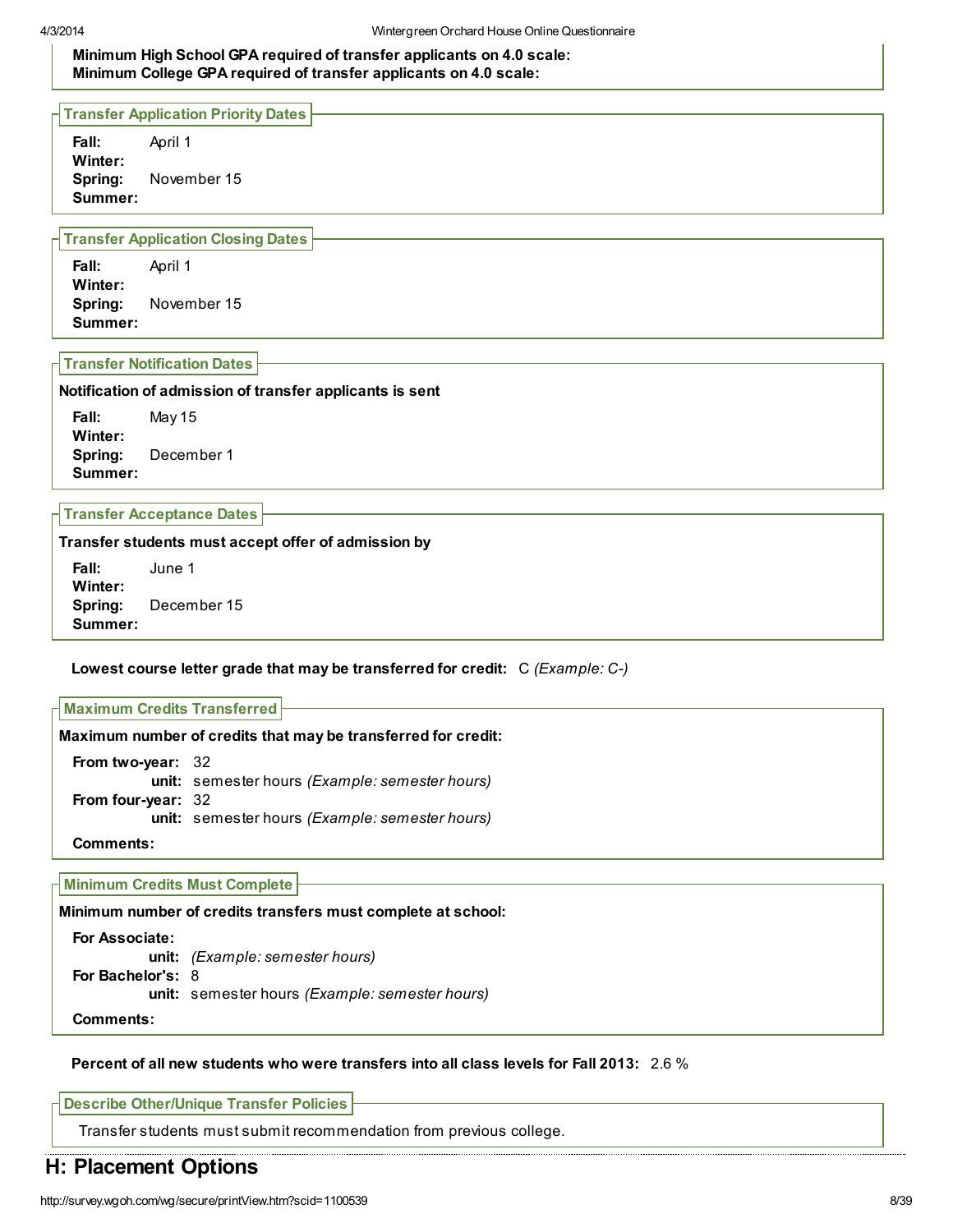**Minimum High School GPA required of transfer applicants on 4.0 scale:**
**Minimum College GPA required of transfer applicants on 4.0 scale:**

### Transfer Application Priority Dates

**Fall:** April 1
**Winter:**
**Spring:** November 15
**Summer:**

### Transfer Application Closing Dates

**Fall:** April 1
**Winter:**
**Spring:** November 15
**Summer:**

### Transfer Notification Dates

**Notification of admission of transfer applicants is sent**

**Fall:** May 15
**Winter:**
**Spring:** December 1
**Summer:**

### Transfer Acceptance Dates

**Transfer students must accept offer of admission by**

**Fall:** June 1
**Winter:**
**Spring:** December 15
**Summer:**

**Lowest course letter grade that may be transferred for credit:** C *(Example: C-)*

### Maximum Credits Transferred

**Maximum number of credits that may be transferred for credit:**

**From two-year:** 32
**unit:** semester hours *(Example: semester hours)*
**From four-year:** 32
**unit:** semester hours *(Example: semester hours)*

**Comments:**

### Minimum Credits Must Complete

**Minimum number of credits transfers must complete at school:**

**For Associate:**
**unit:** *(Example: semester hours)*
**For Bachelor's:** 8
**unit:** semester hours *(Example: semester hours)*

**Comments:**

**Percent of all new students who were transfers into all class levels for Fall 2013:** 2.6 %

### Describe Other/Unique Transfer Policies

Transfer students must submit recommendation from previous college.

## H: Placement Options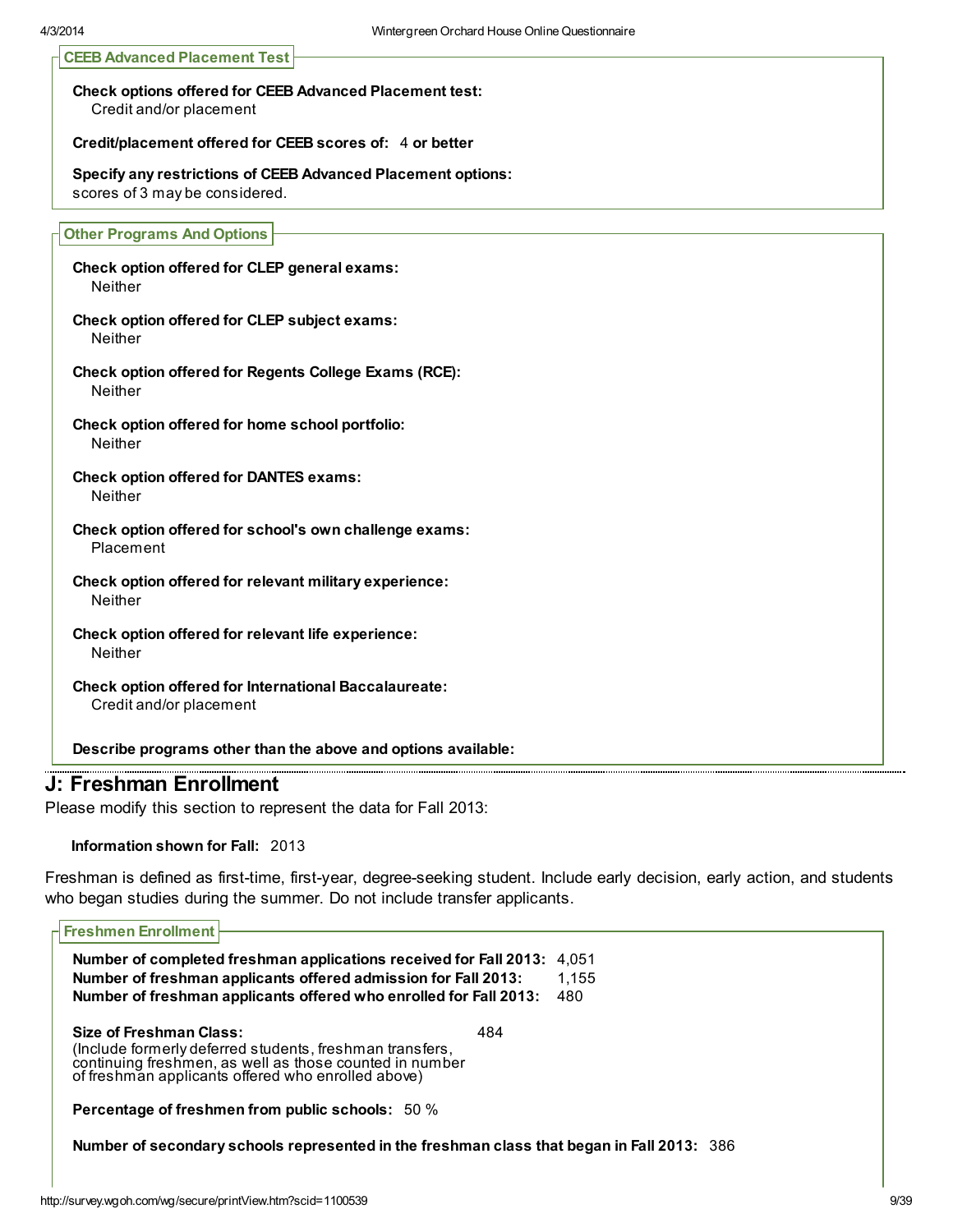### CEEB Advanced Placement Test

**Check options offered for CEEB Advanced Placement test:**
Credit and/or placement

**Credit/placement offered for CEEB scores of:** 4 **or better**

**Specify any restrictions of CEEB Advanced Placement options:**
scores of 3 may be considered.

### Other Programs And Options

**Check option offered for CLEP general exams:**
Neither

**Check option offered for CLEP subject exams:**
Neither

**Check option offered for Regents College Exams (RCE):**
Neither

**Check option offered for home school portfolio:**
Neither

**Check option offered for DANTES exams:**
Neither

**Check option offered for school's own challenge exams:**
Placement

**Check option offered for relevant military experience:**
Neither

**Check option offered for relevant life experience:**
Neither

**Check option offered for International Baccalaureate:**
Credit and/or placement

**Describe programs other than the above and options available:**

## J: Freshman Enrollment

Please modify this section to represent the data for Fall 2013:

**Information shown for Fall:** 2013

Freshman is defined as first-time, first-year, degree-seeking student. Include early decision, early action, and students who began studies during the summer. Do not include transfer applicants.

### Freshmen Enrollment

**Number of completed freshman applications received for Fall 2013:** 4,051
**Number of freshman applicants offered admission for Fall 2013:** 1,155
**Number of freshman applicants offered who enrolled for Fall 2013:** 480

**Size of Freshman Class:** 484
(Include formerly deferred students, freshman transfers, continuing freshmen, as well as those counted in number of freshman applicants offered who enrolled above)

**Percentage of freshmen from public schools:** 50 %

**Number of secondary schools represented in the freshman class that began in Fall 2013:** 386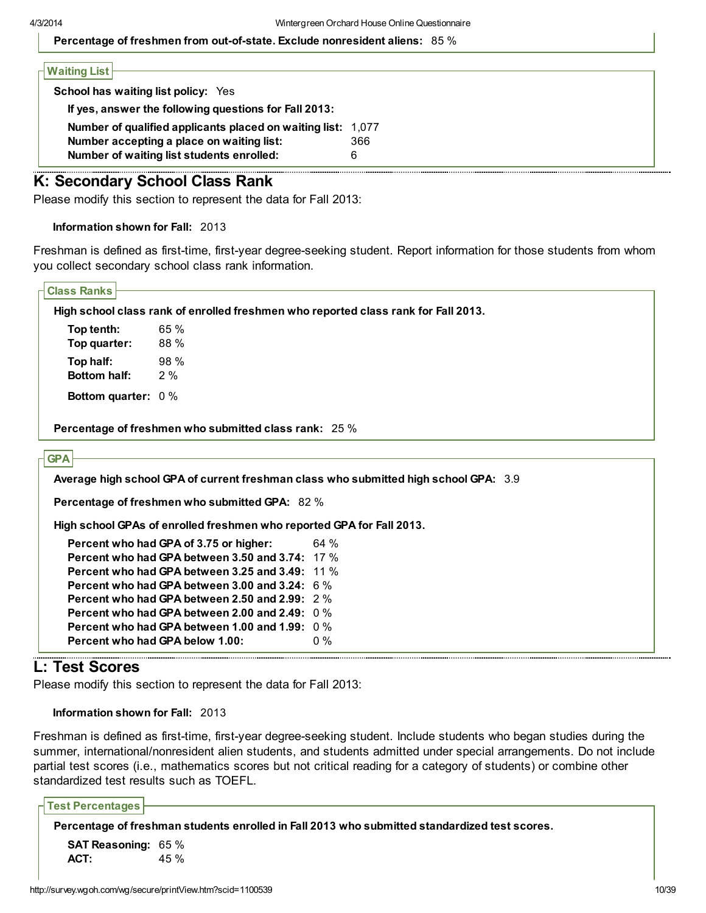**Percentage of freshmen from out-of-state. Exclude nonresident aliens:** 85 %

### Waiting List

**School has waiting list policy:** Yes

**If yes, answer the following questions for Fall 2013:**

| | |
|---|---|
| **Number of qualified applicants placed on waiting list:** | 1,077 |
| **Number accepting a place on waiting list:** | 366 |
| **Number of waiting list students enrolled:** | 6 |

## K: Secondary School Class Rank

Please modify this section to represent the data for Fall 2013:

**Information shown for Fall:** 2013

Freshman is defined as first-time, first-year degree-seeking student. Report information for those students from whom you collect secondary school class rank information.

### Class Ranks

**High school class rank of enrolled freshmen who reported class rank for Fall 2013.**

| | |
|---|---|
| **Top tenth:** | 65 % |
| **Top quarter:** | 88 % |
| **Top half:** | 98 % |
| **Bottom half:** | 2 % |
| **Bottom quarter:** | 0 % |

**Percentage of freshmen who submitted class rank:** 25 %

### GPA

**Average high school GPA of current freshman class who submitted high school GPA:** 3.9

**Percentage of freshmen who submitted GPA:** 82 %

**High school GPAs of enrolled freshmen who reported GPA for Fall 2013.**

| | |
|---|---|
| **Percent who had GPA of 3.75 or higher:** | 64 % |
| **Percent who had GPA between 3.50 and 3.74:** | 17 % |
| **Percent who had GPA between 3.25 and 3.49:** | 11 % |
| **Percent who had GPA between 3.00 and 3.24:** | 6 % |
| **Percent who had GPA between 2.50 and 2.99:** | 2 % |
| **Percent who had GPA between 2.00 and 2.49:** | 0 % |
| **Percent who had GPA between 1.00 and 1.99:** | 0 % |
| **Percent who had GPA below 1.00:** | 0 % |

## L: Test Scores

Please modify this section to represent the data for Fall 2013:

**Information shown for Fall:** 2013

Freshman is defined as first-time, first-year degree-seeking student. Include students who began studies during the summer, international/nonresident alien students, and students admitted under special arrangements. Do not include partial test scores (i.e., mathematics scores but not critical reading for a category of students) or combine other standardized test results such as TOEFL.

### Test Percentages

**Percentage of freshman students enrolled in Fall 2013 who submitted standardized test scores.**

| | |
|---|---|
| **SAT Reasoning:** | 65 % |
| **ACT:** | 45 % |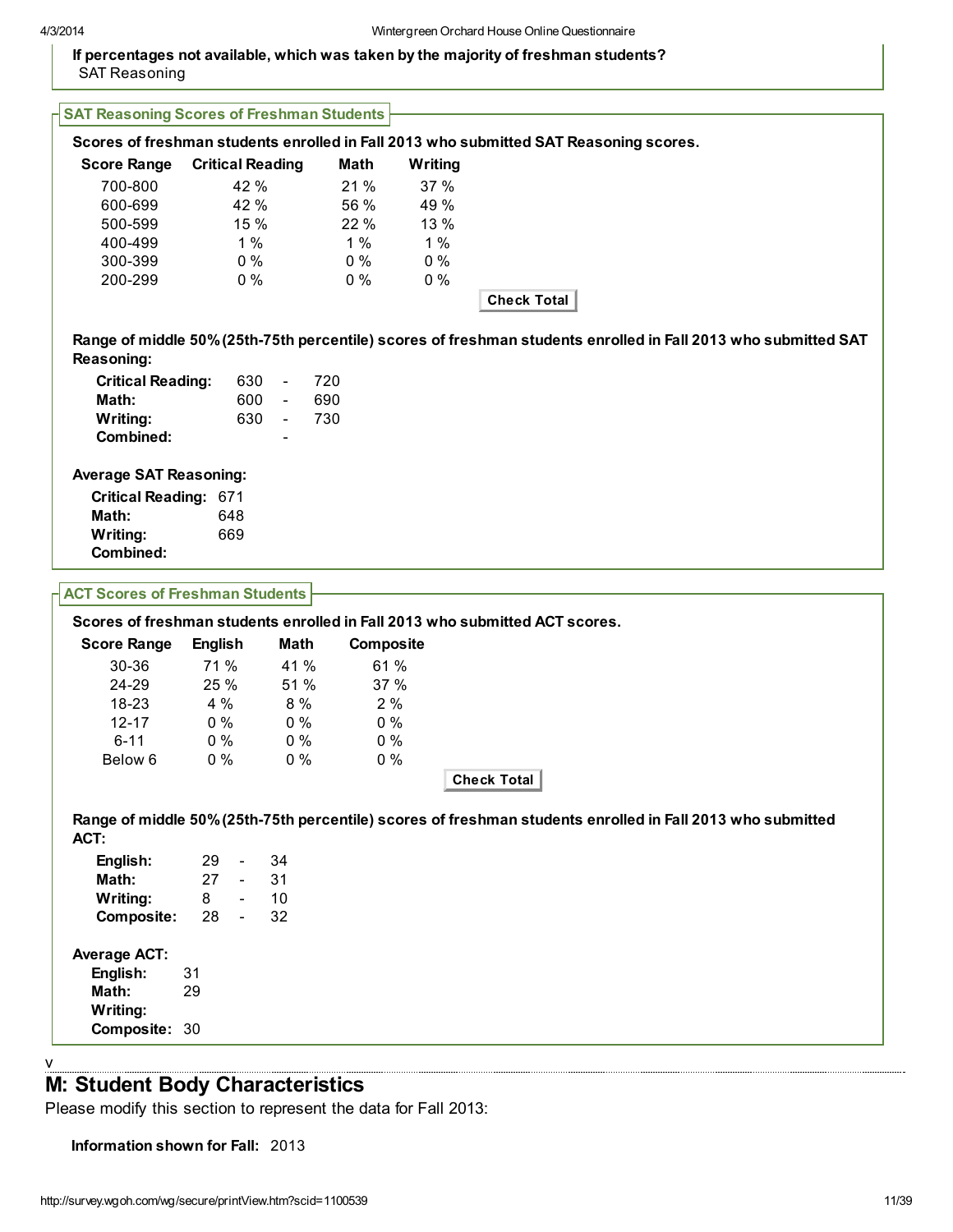**If percentages not available, which was taken by the majority of freshman students?**
SAT Reasoning

### SAT Reasoning Scores of Freshman Students

**Scores of freshman students enrolled in Fall 2013 who submitted SAT Reasoning scores.**

| Score Range | Critical Reading | Math | Writing |
|---|---|---|---|
| 700-800 | 42 % | 21 % | 37 % |
| 600-699 | 42 % | 56 % | 49 % |
| 500-599 | 15 % | 22 % | 13 % |
| 400-499 | 1 % | 1 % | 1 % |
| 300-399 | 0 % | 0 % | 0 % |
| 200-299 | 0 % | 0 % | 0 % |

Check Total

**Range of middle 50% (25th-75th percentile) scores of freshman students enrolled in Fall 2013 who submitted SAT Reasoning:**

| | | | |
|---|---|---|---|
| **Critical Reading:** | 630 | - | 720 |
| **Math:** | 600 | - | 690 |
| **Writing:** | 630 | - | 730 |
| **Combined:** | | - | |

**Average SAT Reasoning:**

**Critical Reading:** 671
**Math:** 648
**Writing:** 669
**Combined:**

### ACT Scores of Freshman Students

**Scores of freshman students enrolled in Fall 2013 who submitted ACT scores.**

| Score Range | English | Math | Composite |
|---|---|---|---|
| 30-36 | 71 % | 41 % | 61 % |
| 24-29 | 25 % | 51 % | 37 % |
| 18-23 | 4 % | 8 % | 2 % |
| 12-17 | 0 % | 0 % | 0 % |
| 6-11 | 0 % | 0 % | 0 % |
| Below 6 | 0 % | 0 % | 0 % |

Check Total

**Range of middle 50% (25th-75th percentile) scores of freshman students enrolled in Fall 2013 who submitted ACT:**

| | | | |
|---|---|---|---|
| **English:** | 29 | - | 34 |
| **Math:** | 27 | - | 31 |
| **Writing:** | 8 | - | 10 |
| **Composite:** | 28 | - | 32 |

**Average ACT:**

**English:** 31
**Math:** 29
**Writing:**
**Composite:** 30

v

## M: Student Body Characteristics

Please modify this section to represent the data for Fall 2013:

**Information shown for Fall:** 2013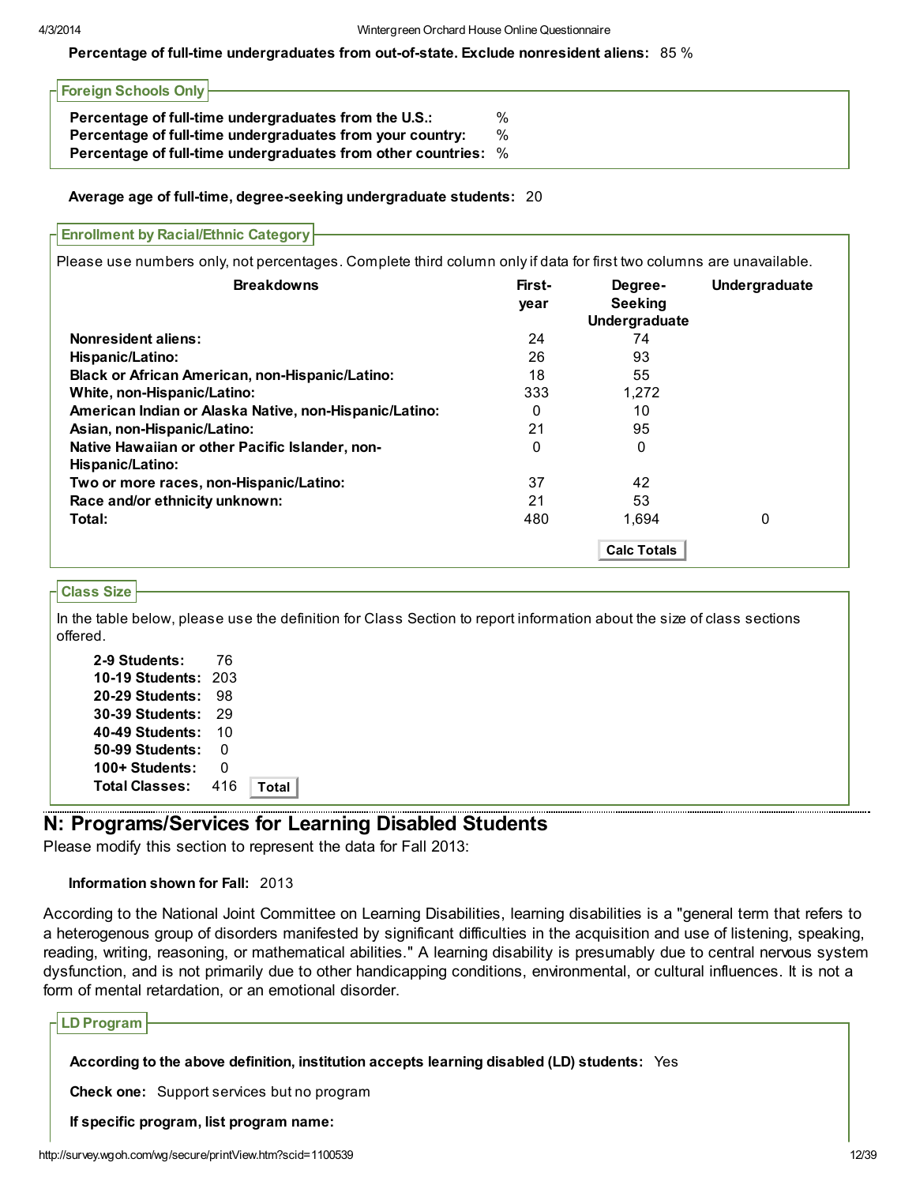**Percentage of full-time undergraduates from out-of-state. Exclude nonresident aliens:** 85 %

### Foreign Schools Only

**Percentage of full-time undergraduates from the U.S.:** %
**Percentage of full-time undergraduates from your country:** %
**Percentage of full-time undergraduates from other countries:** %

**Average age of full-time, degree-seeking undergraduate students:** 20

### Enrollment by Racial/Ethnic Category

Please use numbers only, not percentages. Complete third column only if data for first two columns are unavailable.

| Breakdowns | First-year | Degree-Seeking Undergraduate | Undergraduate |
|---|---|---|---|
| **Nonresident aliens:** | 24 | 74 | |
| **Hispanic/Latino:** | 26 | 93 | |
| **Black or African American, non-Hispanic/Latino:** | 18 | 55 | |
| **White, non-Hispanic/Latino:** | 333 | 1,272 | |
| **American Indian or Alaska Native, non-Hispanic/Latino:** | 0 | 10 | |
| **Asian, non-Hispanic/Latino:** | 21 | 95 | |
| **Native Hawaiian or other Pacific Islander, non-Hispanic/Latino:** | 0 | 0 | |
| **Two or more races, non-Hispanic/Latino:** | 37 | 42 | |
| **Race and/or ethnicity unknown:** | 21 | 53 | |
| **Total:** | 480 | 1,694 | 0 |

Calc Totals

### Class Size

In the table below, please use the definition for Class Section to report information about the size of class sections offered.

| | |
|---|---|
| **2-9 Students:** | 76 |
| **10-19 Students:** | 203 |
| **20-29 Students:** | 98 |
| **30-39 Students:** | 29 |
| **40-49 Students:** | 10 |
| **50-99 Students:** | 0 |
| **100+ Students:** | 0 |
| **Total Classes:** | 416 |

Total

## N: Programs/Services for Learning Disabled Students

Please modify this section to represent the data for Fall 2013:

**Information shown for Fall:** 2013

According to the National Joint Committee on Learning Disabilities, learning disabilities is a "general term that refers to a heterogenous group of disorders manifested by significant difficulties in the acquisition and use of listening, speaking, reading, writing, reasoning, or mathematical abilities." A learning disability is presumably due to central nervous system dysfunction, and is not primarily due to other handicapping conditions, environmental, or cultural influences. It is not a form of mental retardation, or an emotional disorder.

### LD Program

**According to the above definition, institution accepts learning disabled (LD) students:** Yes

**Check one:** Support services but no program

**If specific program, list program name:**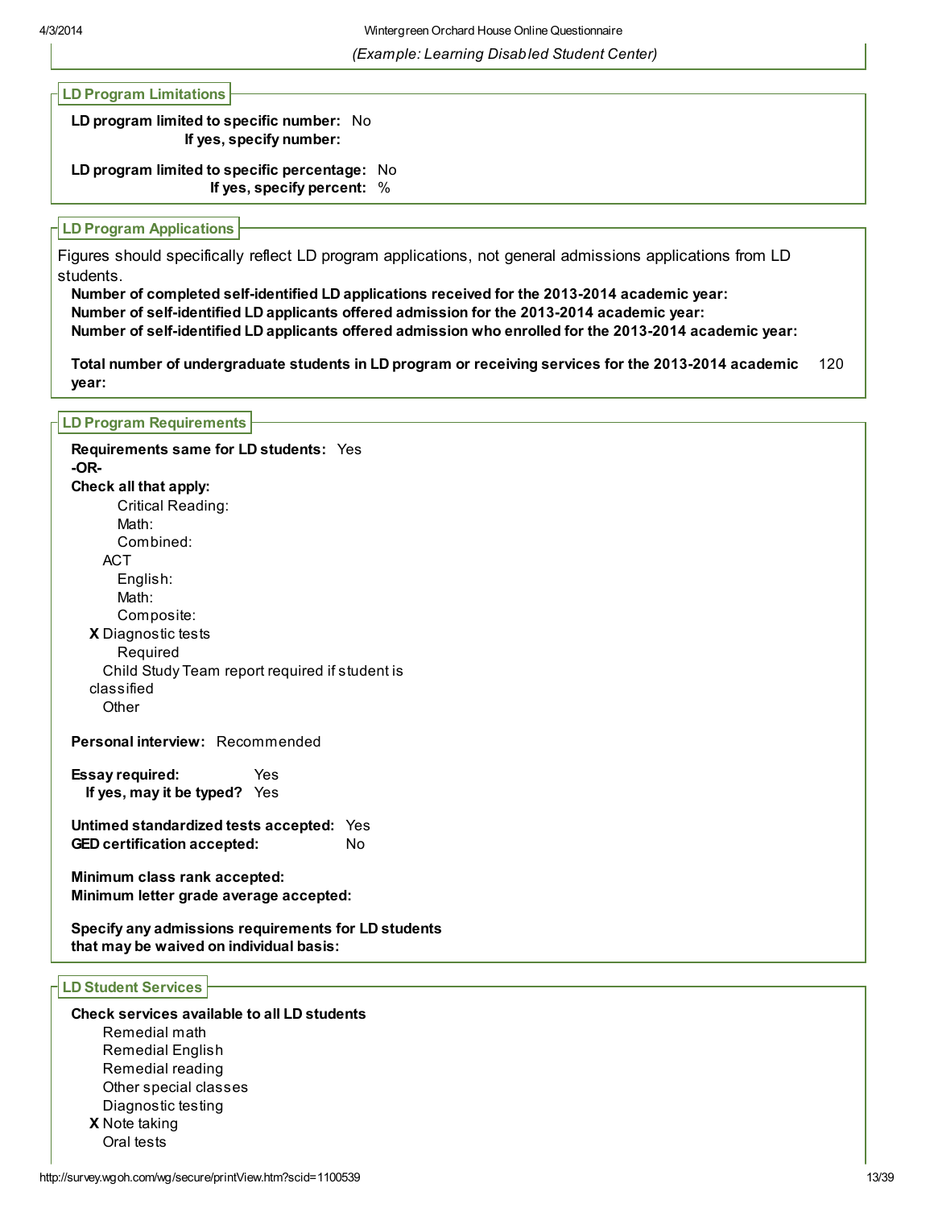*(Example: Learning Disabled Student Center)*

### LD Program Limitations

**LD program limited to specific number:** No
**If yes, specify number:**

**LD program limited to specific percentage:** No
**If yes, specify percent:** %

### LD Program Applications

Figures should specifically reflect LD program applications, not general admissions applications from LD students.

**Number of completed self-identified LD applications received for the 2013-2014 academic year:**
**Number of self-identified LD applicants offered admission for the 2013-2014 academic year:**
**Number of self-identified LD applicants offered admission who enrolled for the 2013-2014 academic year:**

**Total number of undergraduate students in LD program or receiving services for the 2013-2014 academic year:** 120

### LD Program Requirements

**Requirements same for LD students:** Yes
**-OR-**
**Check all that apply:**

- Critical Reading:
- Math:
- Combined:
- ACT
  - English:
  - Math:
  - Composite:
- X Diagnostic tests
  - Required
- Child Study Team report required if student is classified
- Other

**Personal interview:** Recommended

**Essay required:** Yes
**If yes, may it be typed?** Yes

**Untimed standardized tests accepted:** Yes
**GED certification accepted:** No

**Minimum class rank accepted:**
**Minimum letter grade average accepted:**

**Specify any admissions requirements for LD students that may be waived on individual basis:**

### LD Student Services

**Check services available to all LD students**

- Remedial math
- Remedial English
- Remedial reading
- Other special classes
- Diagnostic testing
- X Note taking
- Oral tests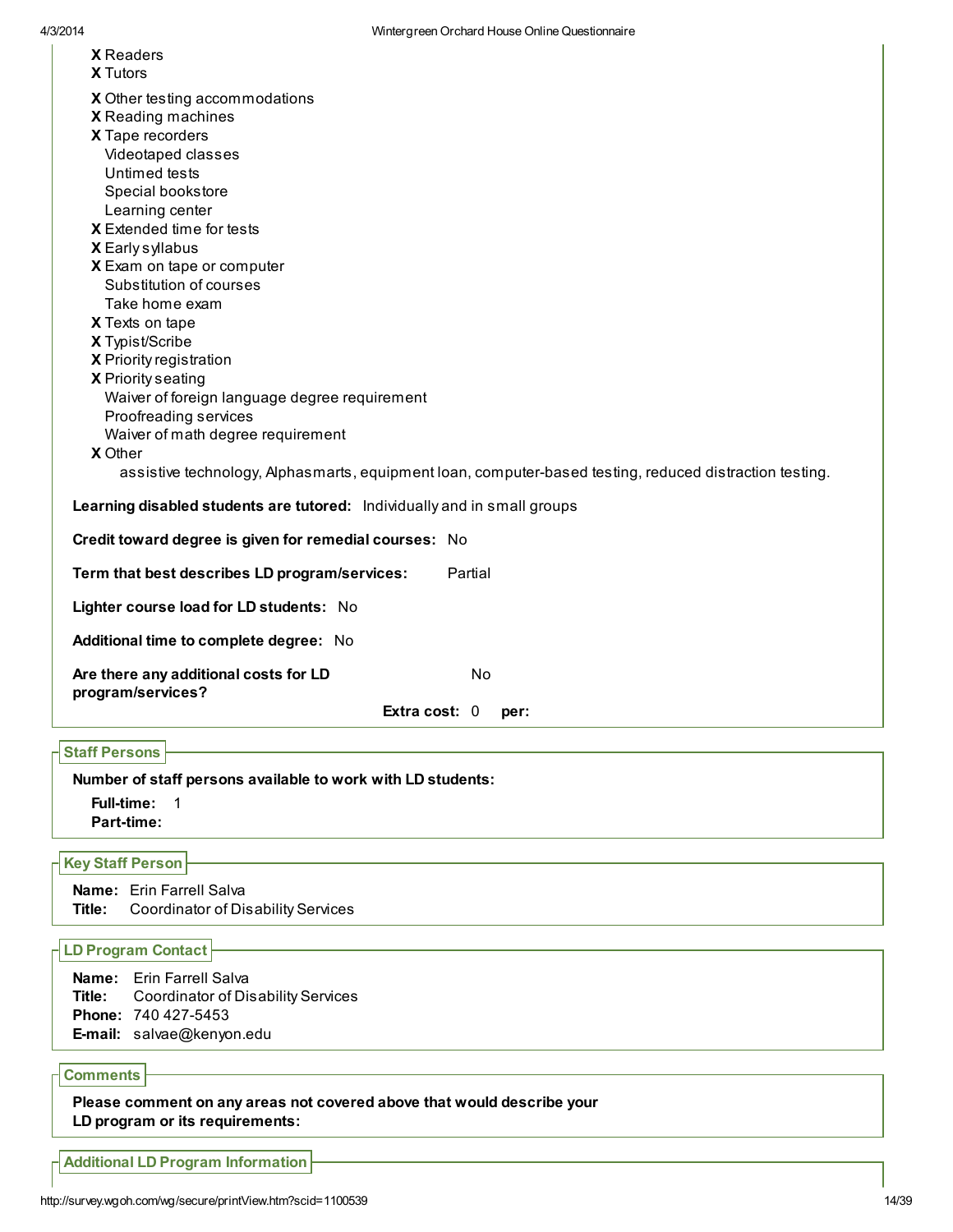**X** Readers
**X** Tutors

**X** Other testing accommodations
**X** Reading machines
**X** Tape recorders
Videotaped classes
Untimed tests
Special bookstore
Learning center
**X** Extended time for tests
**X** Early syllabus
**X** Exam on tape or computer
Substitution of courses
Take home exam
**X** Texts on tape
**X** Typist/Scribe
**X** Priority registration
**X** Priority seating
Waiver of foreign language degree requirement
Proofreading services
Waiver of math degree requirement
**X** Other
assistive technology, Alphasmarts, equipment loan, computer-based testing, reduced distraction testing.

**Learning disabled students are tutored:** Individually and in small groups

**Credit toward degree is given for remedial courses:** No

**Term that best describes LD program/services:** Partial

**Lighter course load for LD students:** No

**Additional time to complete degree:** No

**Are there any additional costs for LD program/services?** No

**Extra cost:** 0 **per:**

## Staff Persons

**Number of staff persons available to work with LD students:**

**Full-time:** 1
**Part-time:**

## Key Staff Person

**Name:** Erin Farrell Salva
**Title:** Coordinator of Disability Services

## LD Program Contact

**Name:** Erin Farrell Salva
**Title:** Coordinator of Disability Services
**Phone:** 740 427-5453
**E-mail:** salvae@kenyon.edu

## Comments

**Please comment on any areas not covered above that would describe your LD program or its requirements:**

## Additional LD Program Information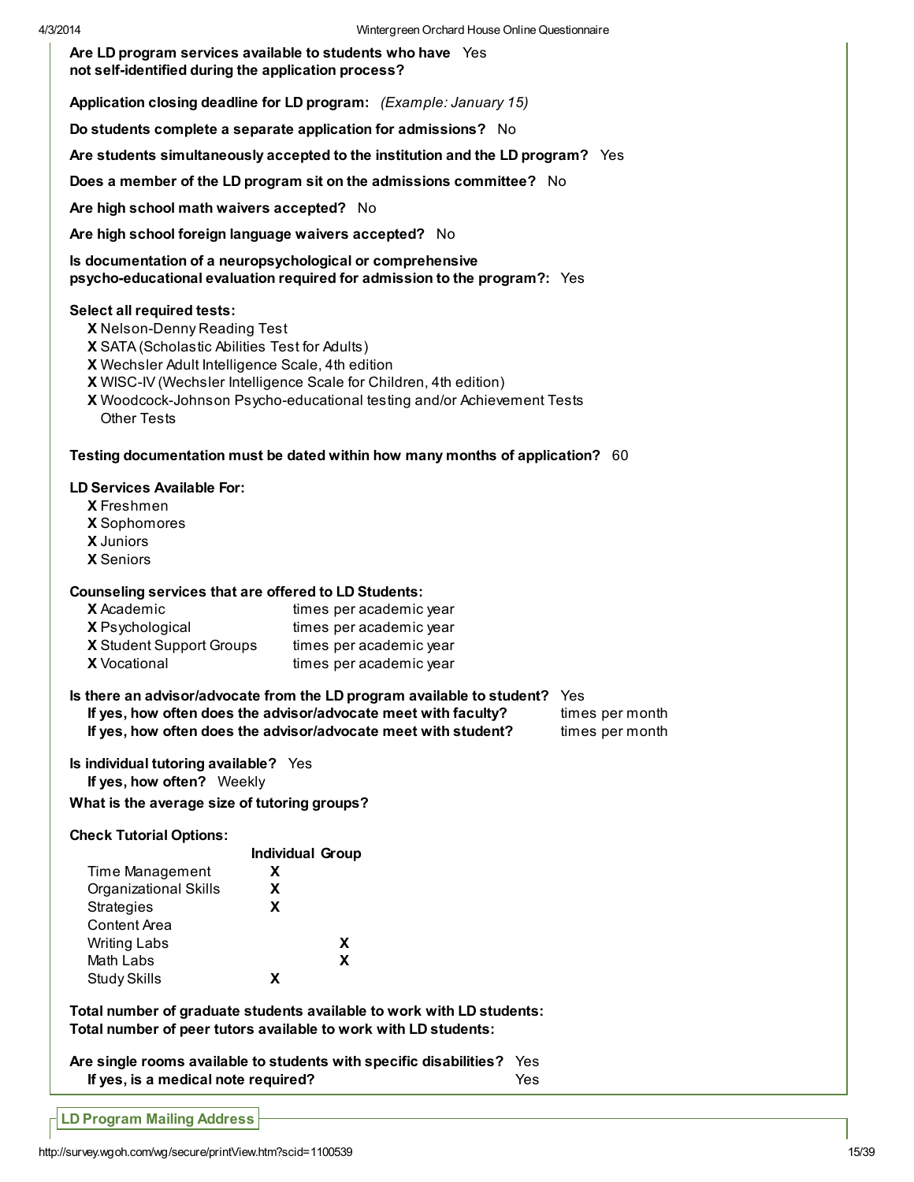**Are LD program services available to students who have not self-identified during the application process?** Yes

**Application closing deadline for LD program:** *(Example: January 15)*

**Do students complete a separate application for admissions?** No

**Are students simultaneously accepted to the institution and the LD program?** Yes

**Does a member of the LD program sit on the admissions committee?** No

**Are high school math waivers accepted?** No

**Are high school foreign language waivers accepted?** No

**Is documentation of a neuropsychological or comprehensive psycho-educational evaluation required for admission to the program?:** Yes

**Select all required tests:**

- **X** Nelson-Denny Reading Test
- **X** SATA (Scholastic Abilities Test for Adults)
- **X** Wechsler Adult Intelligence Scale, 4th edition
- **X** WISC-IV (Wechsler Intelligence Scale for Children, 4th edition)
- **X** Woodcock-Johnson Psycho-educational testing and/or Achievement Tests
- Other Tests

**Testing documentation must be dated within how many months of application?** 60

**LD Services Available For:**

- **X** Freshmen
- **X** Sophomores
- **X** Juniors
- **X** Seniors

**Counseling services that are offered to LD Students:**

| | |
|---|---|
| **X** Academic | times per academic year |
| **X** Psychological | times per academic year |
| **X** Student Support Groups | times per academic year |
| **X** Vocational | times per academic year |

**Is there an advisor/advocate from the LD program available to student?** Yes

| | |
|---|---|
| **If yes, how often does the advisor/advocate meet with faculty?** | times per month |
| **If yes, how often does the advisor/advocate meet with student?** | times per month |

**Is individual tutoring available?** Yes

**If yes, how often?** Weekly

**What is the average size of tutoring groups?**

**Check Tutorial Options:**

| | Individual | Group |
|---|---|---|
| Time Management | X | |
| Organizational Skills | X | |
| Strategies | X | |
| Content Area | | |
| Writing Labs | | X |
| Math Labs | | X |
| Study Skills | X | |

**Total number of graduate students available to work with LD students:**
**Total number of peer tutors available to work with LD students:**

**Are single rooms available to students with specific disabilities?** Yes
**If yes, is a medical note required?** Yes

## LD Program Mailing Address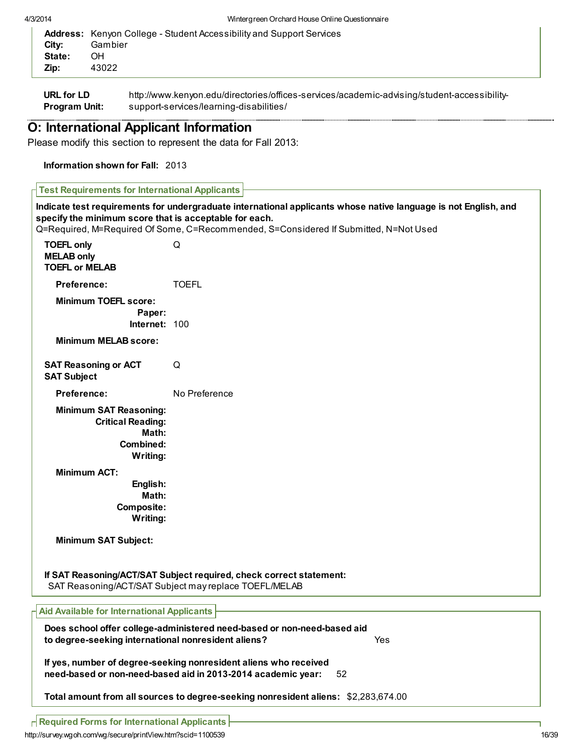**Address:** Kenyon College - Student Accessibility and Support Services
**City:** Gambier
**State:** OH
**Zip:** 43022

**URL for LD Program Unit:** http://www.kenyon.edu/directories/offices-services/academic-advising/student-accessibility-support-services/learning-disabilities/

## O: International Applicant Information

Please modify this section to represent the data for Fall 2013:

**Information shown for Fall:** 2013

### Test Requirements for International Applicants

**Indicate test requirements for undergraduate international applicants whose native language is not English, and specify the minimum score that is acceptable for each.**
Q=Required, M=Required Of Some, C=Recommended, S=Considered If Submitted, N=Not Used

**TOEFL only**
**MELAB only**
**TOEFL or MELAB** Q

**Preference:** TOEFL

**Minimum TOEFL score:**
**Paper:**
**Internet:** 100

**Minimum MELAB score:**

**SAT Reasoning or ACT** Q
**SAT Subject**

**Preference:** No Preference

**Minimum SAT Reasoning:**
**Critical Reading:**
**Math:**
**Combined:**
**Writing:**

**Minimum ACT:**
**English:**
**Math:**
**Composite:**
**Writing:**

**Minimum SAT Subject:**

**If SAT Reasoning/ACT/SAT Subject required, check correct statement:**
SAT Reasoning/ACT/SAT Subject may replace TOEFL/MELAB

### Aid Available for International Applicants

**Does school offer college-administered need-based or non-need-based aid to degree-seeking international nonresident aliens?** Yes

**If yes, number of degree-seeking nonresident aliens who received need-based or non-need-based aid in 2013-2014 academic year:** 52

**Total amount from all sources to degree-seeking nonresident aliens:** $2,283,674.00

### Required Forms for International Applicants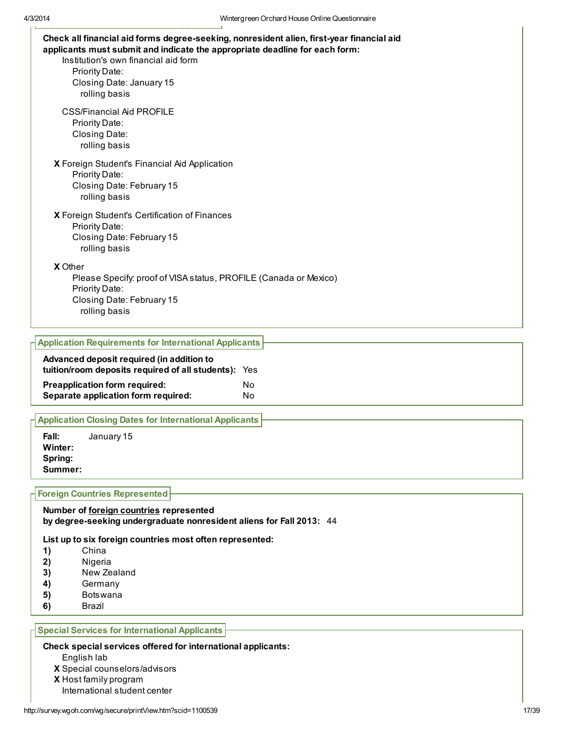**Check all financial aid forms degree-seeking, nonresident alien, first-year financial aid applicants must submit and indicate the appropriate deadline for each form:**

Institution's own financial aid form
- Priority Date:
- Closing Date: January 15
- rolling basis

CSS/Financial Aid PROFILE
- Priority Date:
- Closing Date:
- rolling basis

**X** Foreign Student's Financial Aid Application
- Priority Date:
- Closing Date: February 15
- rolling basis

**X** Foreign Student's Certification of Finances
- Priority Date:
- Closing Date: February 15
- rolling basis

**X** Other
- Please Specify: proof of VISA status, PROFILE (Canada or Mexico)
- Priority Date:
- Closing Date: February 15
- rolling basis

## Application Requirements for International Applicants

| | |
|---|---|
| **Advanced deposit required (in addition to tuition/room deposits required of all students):** | Yes |
| **Preapplication form required:** | No |
| **Separate application form required:** | No |

## Application Closing Dates for International Applicants

| | |
|---|---|
| **Fall:** | January 15 |
| **Winter:** | |
| **Spring:** | |
| **Summer:** | |

## Foreign Countries Represented

**Number of foreign countries represented by degree-seeking undergraduate nonresident aliens for Fall 2013:** 44

**List up to six foreign countries most often represented:**

1) China
2) Nigeria
3) New Zealand
4) Germany
5) Botswana
6) Brazil

## Special Services for International Applicants

**Check special services offered for international applicants:**

English lab  
**X** Special counselors/advisors  
**X** Host family program  
International student center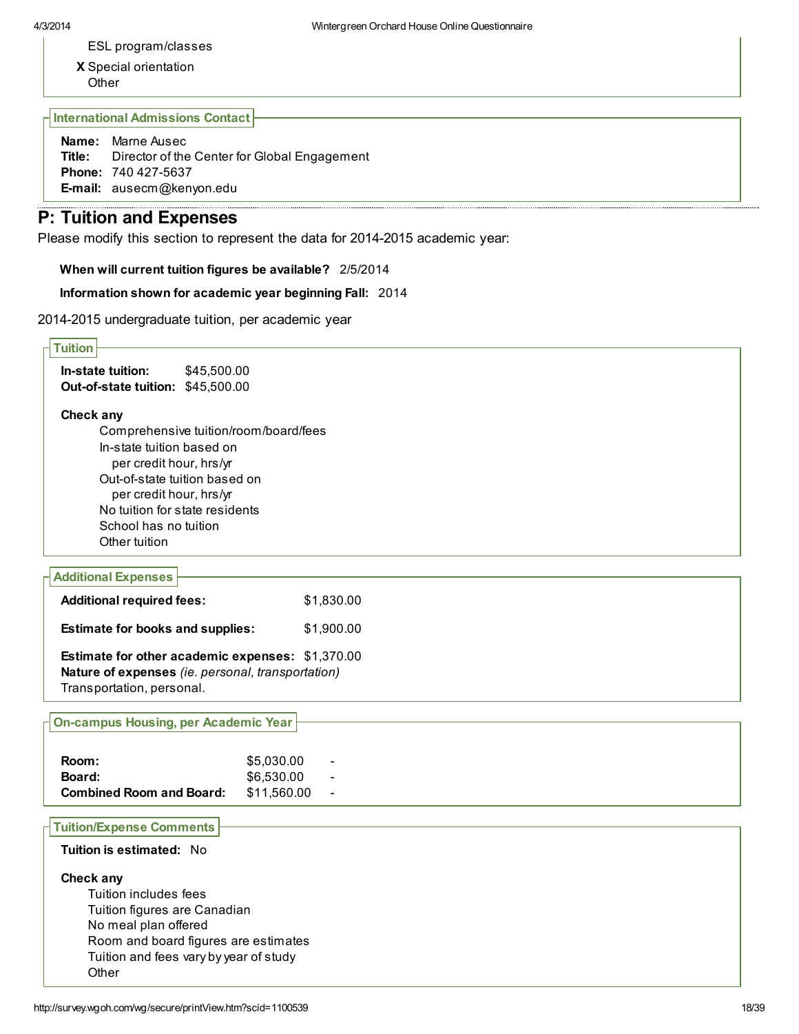ESL program/classes

**X** Special orientation

Other

### International Admissions Contact

**Name:** Marne Ausec
**Title:** Director of the Center for Global Engagement
**Phone:** 740 427-5637
**E-mail:** ausecm@kenyon.edu

## P: Tuition and Expenses

Please modify this section to represent the data for 2014-2015 academic year:

**When will current tuition figures be available?** 2/5/2014

**Information shown for academic year beginning Fall:** 2014

2014-2015 undergraduate tuition, per academic year

### Tuition

**In-state tuition:** $45,500.00
**Out-of-state tuition:** $45,500.00

**Check any**

Comprehensive tuition/room/board/fees
In-state tuition based on
per credit hour, hrs/yr
Out-of-state tuition based on
per credit hour, hrs/yr
No tuition for state residents
School has no tuition
Other tuition

### Additional Expenses

**Additional required fees:** $1,830.00

**Estimate for books and supplies:** $1,900.00

**Estimate for other academic expenses:** $1,370.00
**Nature of expenses** *(ie. personal, transportation)*
Transportation, personal.

### On-campus Housing, per Academic Year

| | | |
|---|---|---|
| **Room:** | $5,030.00 | - |
| **Board:** | $6,530.00 | - |
| **Combined Room and Board:** | $11,560.00 | - |

### Tuition/Expense Comments

**Tuition is estimated:** No

**Check any**

Tuition includes fees
Tuition figures are Canadian
No meal plan offered
Room and board figures are estimates
Tuition and fees vary by year of study
Other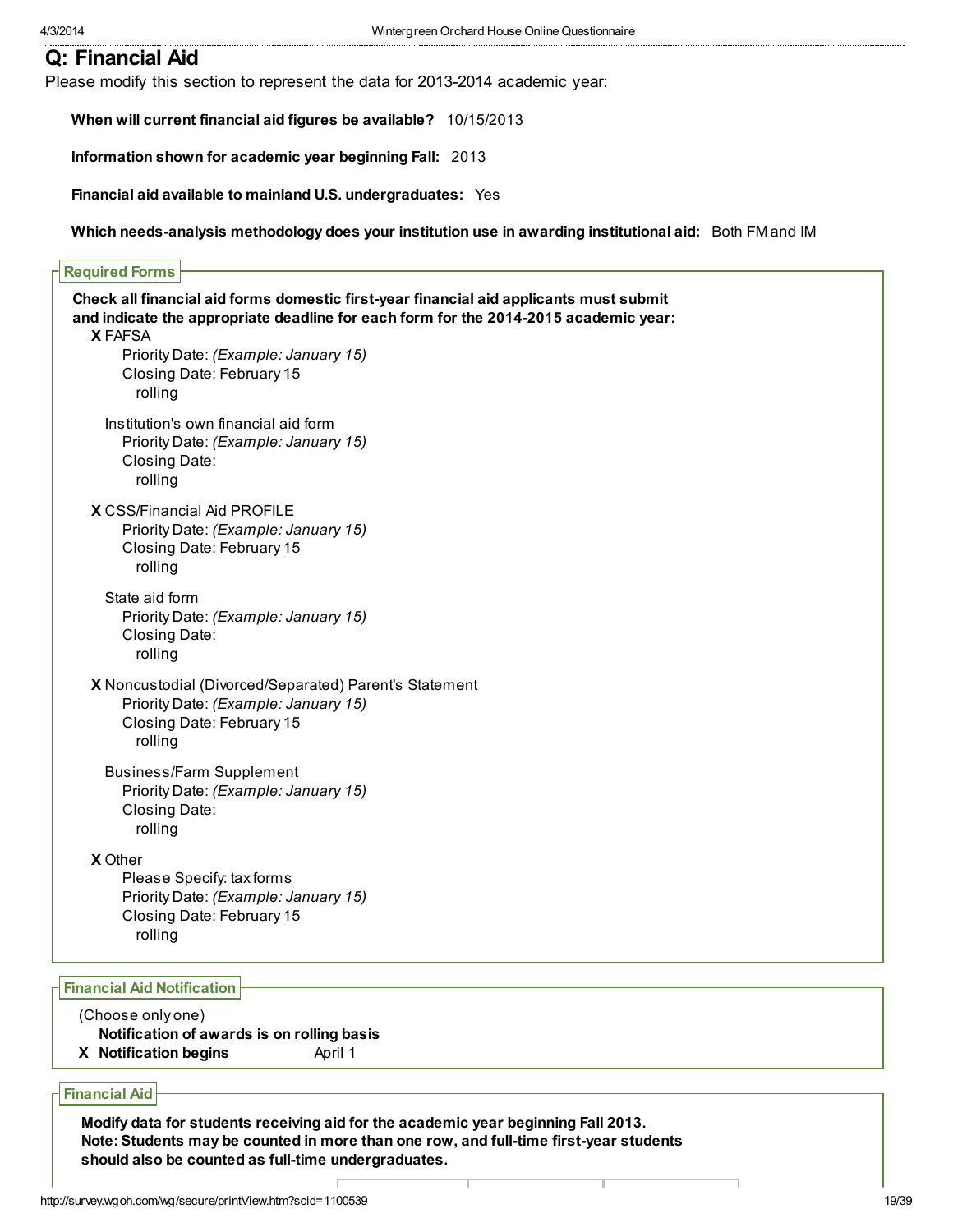## Q: Financial Aid

Please modify this section to represent the data for 2013-2014 academic year:

**When will current financial aid figures be available?** 10/15/2013

**Information shown for academic year beginning Fall:** 2013

**Financial aid available to mainland U.S. undergraduates:** Yes

**Which needs-analysis methodology does your institution use in awarding institutional aid:** Both FM and IM

### Required Forms

**Check all financial aid forms domestic first-year financial aid applicants must submit and indicate the appropriate deadline for each form for the 2014-2015 academic year:**

**X** FAFSA
- Priority Date: *(Example: January 15)*
- Closing Date: February 15
- rolling

Institution's own financial aid form
- Priority Date: *(Example: January 15)*
- Closing Date:
- rolling

**X** CSS/Financial Aid PROFILE
- Priority Date: *(Example: January 15)*
- Closing Date: February 15
- rolling

State aid form
- Priority Date: *(Example: January 15)*
- Closing Date:
- rolling

**X** Noncustodial (Divorced/Separated) Parent's Statement
- Priority Date: *(Example: January 15)*
- Closing Date: February 15
- rolling

Business/Farm Supplement
- Priority Date: *(Example: January 15)*
- Closing Date:
- rolling

**X** Other
- Please Specify: tax forms
- Priority Date: *(Example: January 15)*
- Closing Date: February 15
- rolling

### Financial Aid Notification

(Choose only one)

**Notification of awards is on rolling basis**

**X** **Notification begins** April 1

### Financial Aid

**Modify data for students receiving aid for the academic year beginning Fall 2013. Note: Students may be counted in more than one row, and full-time first-year students should also be counted as full-time undergraduates.**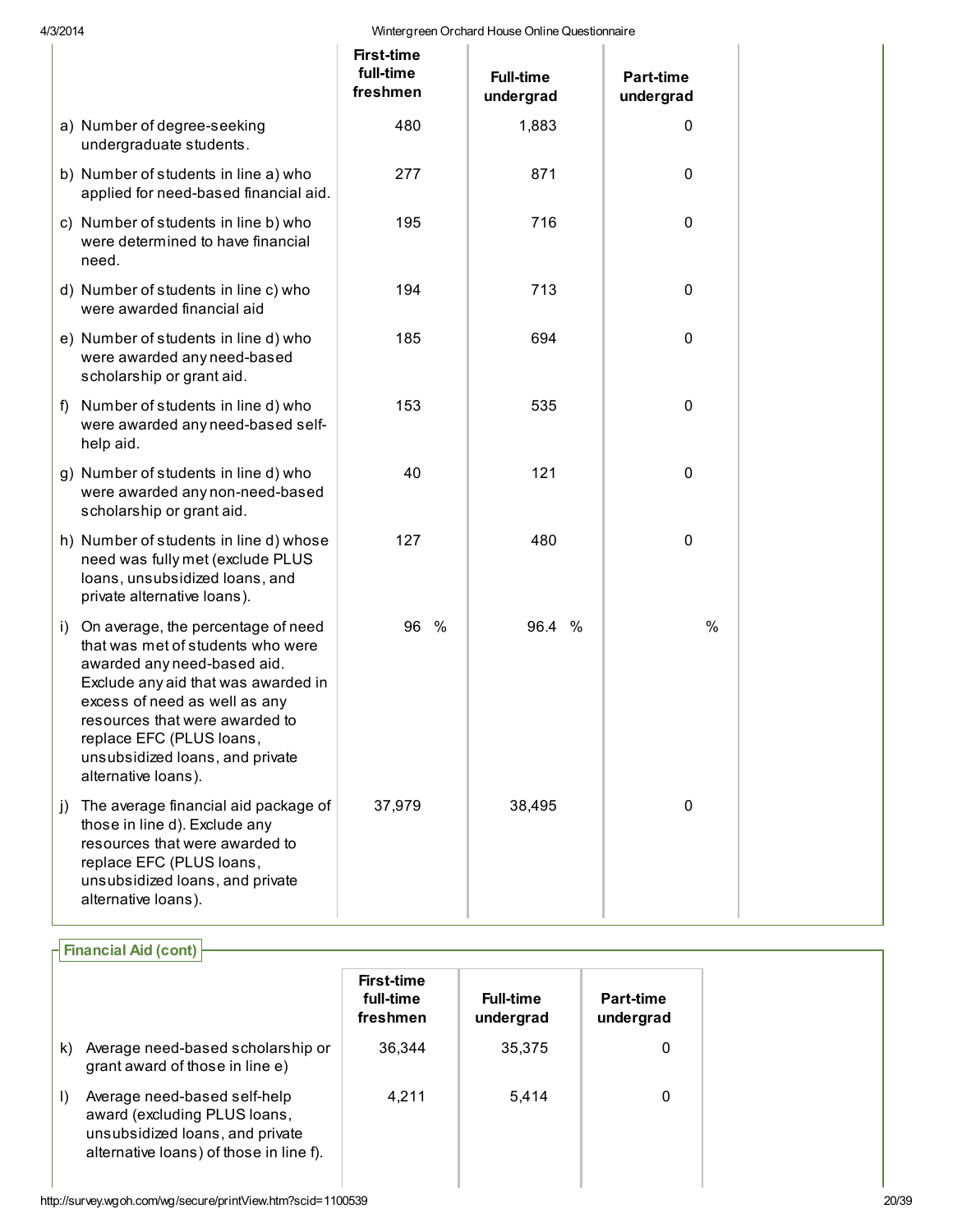| | First-time full-time freshmen | Full-time undergrad | Part-time undergrad |
|---|---|---|---|
| a) Number of degree-seeking undergraduate students. | 480 | 1,883 | 0 |
| b) Number of students in line a) who applied for need-based financial aid. | 277 | 871 | 0 |
| c) Number of students in line b) who were determined to have financial need. | 195 | 716 | 0 |
| d) Number of students in line c) who were awarded financial aid | 194 | 713 | 0 |
| e) Number of students in line d) who were awarded any need-based scholarship or grant aid. | 185 | 694 | 0 |
| f) Number of students in line d) who were awarded any need-based self-help aid. | 153 | 535 | 0 |
| g) Number of students in line d) who were awarded any non-need-based scholarship or grant aid. | 40 | 121 | 0 |
| h) Number of students in line d) whose need was fully met (exclude PLUS loans, unsubsidized loans, and private alternative loans). | 127 | 480 | 0 |
| i) On average, the percentage of need that was met of students who were awarded any need-based aid. Exclude any aid that was awarded in excess of need as well as any resources that were awarded to replace EFC (PLUS loans, unsubsidized loans, and private alternative loans). | 96 % | 96.4 % | % |
| j) The average financial aid package of those in line d). Exclude any resources that were awarded to replace EFC (PLUS loans, unsubsidized loans, and private alternative loans). | 37,979 | 38,495 | 0 |

## Financial Aid (cont)

| | First-time full-time freshmen | Full-time undergrad | Part-time undergrad |
|---|---|---|---|
| k) Average need-based scholarship or grant award of those in line e) | 36,344 | 35,375 | 0 |
| l) Average need-based self-help award (excluding PLUS loans, unsubsidized loans, and private alternative loans) of those in line f). | 4,211 | 5,414 | 0 |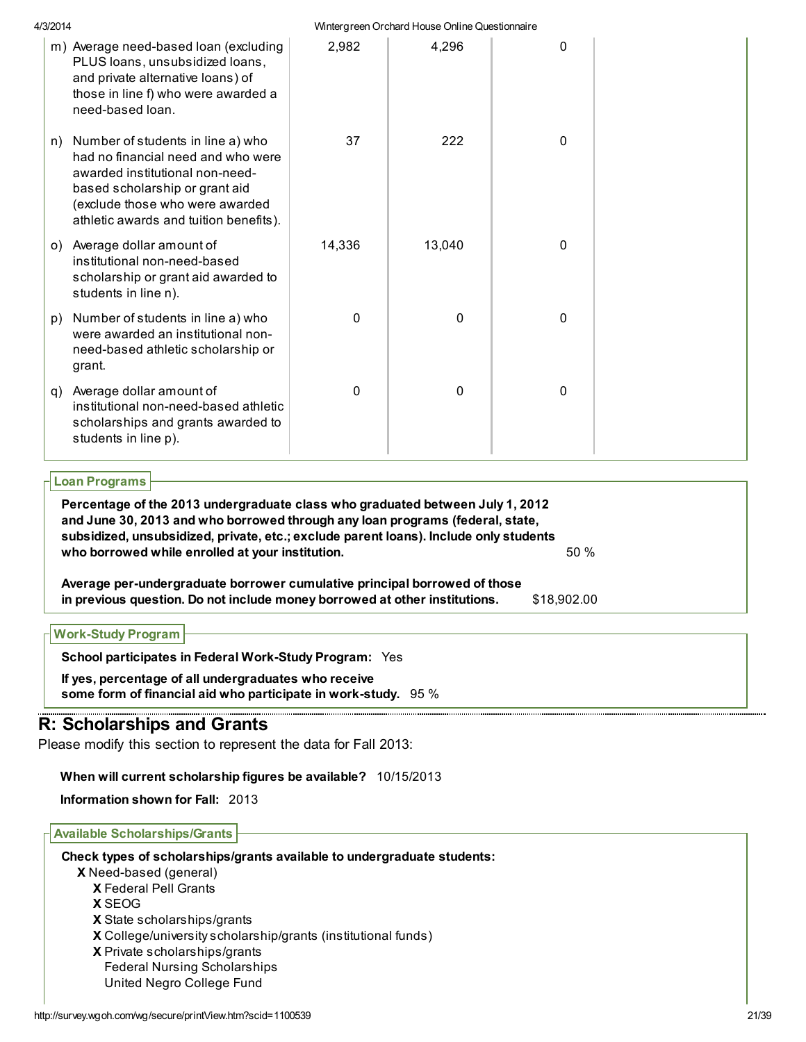| | | | |
|---|---|---|---|
| m) Average need-based loan (excluding PLUS loans, unsubsidized loans, and private alternative loans) of those in line f) who were awarded a need-based loan. | 2,982 | 4,296 | 0 |
| n) Number of students in line a) who had no financial need and who were awarded institutional non-need-based scholarship or grant aid (exclude those who were awarded athletic awards and tuition benefits). | 37 | 222 | 0 |
| o) Average dollar amount of institutional non-need-based scholarship or grant aid awarded to students in line n). | 14,336 | 13,040 | 0 |
| p) Number of students in line a) who were awarded an institutional non-need-based athletic scholarship or grant. | 0 | 0 | 0 |
| q) Average dollar amount of institutional non-need-based athletic scholarships and grants awarded to students in line p). | 0 | 0 | 0 |

### Loan Programs

**Percentage of the 2013 undergraduate class who graduated between July 1, 2012 and June 30, 2013 and who borrowed through any loan programs (federal, state, subsidized, unsubsidized, private, etc.; exclude parent loans). Include only students who borrowed while enrolled at your institution.** 50 %

**Average per-undergraduate borrower cumulative principal borrowed of those in previous question. Do not include money borrowed at other institutions.** $18,902.00

### Work-Study Program

**School participates in Federal Work-Study Program:** Yes

**If yes, percentage of all undergraduates who receive some form of financial aid who participate in work-study.** 95 %

## R: Scholarships and Grants

Please modify this section to represent the data for Fall 2013:

**When will current scholarship figures be available?** 10/15/2013

**Information shown for Fall:** 2013

### Available Scholarships/Grants

**Check types of scholarships/grants available to undergraduate students:**

- **X** Need-based (general)
  - **X** Federal Pell Grants
  - **X** SEOG
  - **X** State scholarships/grants
  - **X** College/university scholarship/grants (institutional funds)
  - **X** Private scholarships/grants
  - Federal Nursing Scholarships
  - United Negro College Fund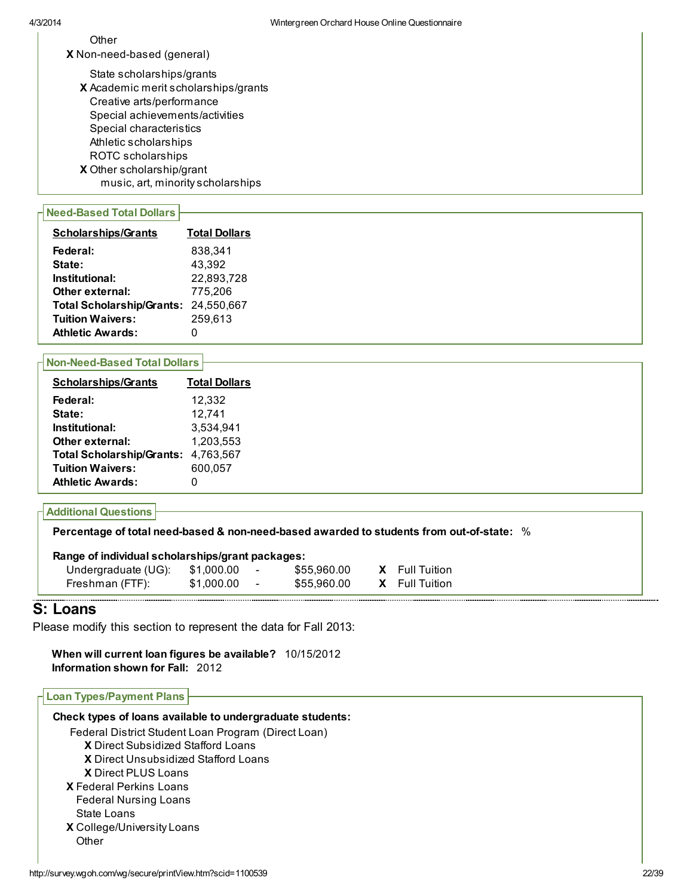Other

**X** Non-need-based (general)

- State scholarships/grants
- **X** Academic merit scholarships/grants
- Creative arts/performance
- Special achievements/activities
- Special characteristics
- Athletic scholarships
- ROTC scholarships
- **X** Other scholarship/grant
  - music, art, minority scholarships

### Need-Based Total Dollars

| Scholarships/Grants | Total Dollars |
|---|---|
| **Federal:** | 838,341 |
| **State:** | 43,392 |
| **Institutional:** | 22,893,728 |
| **Other external:** | 775,206 |
| **Total Scholarship/Grants:** | 24,550,667 |
| **Tuition Waivers:** | 259,613 |
| **Athletic Awards:** | 0 |

### Non-Need-Based Total Dollars

| Scholarships/Grants | Total Dollars |
|---|---|
| **Federal:** | 12,332 |
| **State:** | 12,741 |
| **Institutional:** | 3,534,941 |
| **Other external:** | 1,203,553 |
| **Total Scholarship/Grants:** | 4,763,567 |
| **Tuition Waivers:** | 600,057 |
| **Athletic Awards:** | 0 |

### Additional Questions

**Percentage of total need-based & non-need-based awarded to students from out-of-state:** %

**Range of individual scholarships/grant packages:**

| | | | | | |
|---|---|---|---|---|---|
| Undergraduate (UG): | $1,000.00 | - | $55,960.00 | **X** | Full Tuition |
| Freshman (FTF): | $1,000.00 | - | $55,960.00 | **X** | Full Tuition |

## S: Loans

Please modify this section to represent the data for Fall 2013:

**When will current loan figures be available?** 10/15/2012
**Information shown for Fall:** 2012

### Loan Types/Payment Plans

**Check types of loans available to undergraduate students:**

Federal District Student Loan Program (Direct Loan)

- **X** Direct Subsidized Stafford Loans
- **X** Direct Unsubsidized Stafford Loans
- **X** Direct PLUS Loans

**X** Federal Perkins Loans
Federal Nursing Loans
State Loans
**X** College/University Loans
Other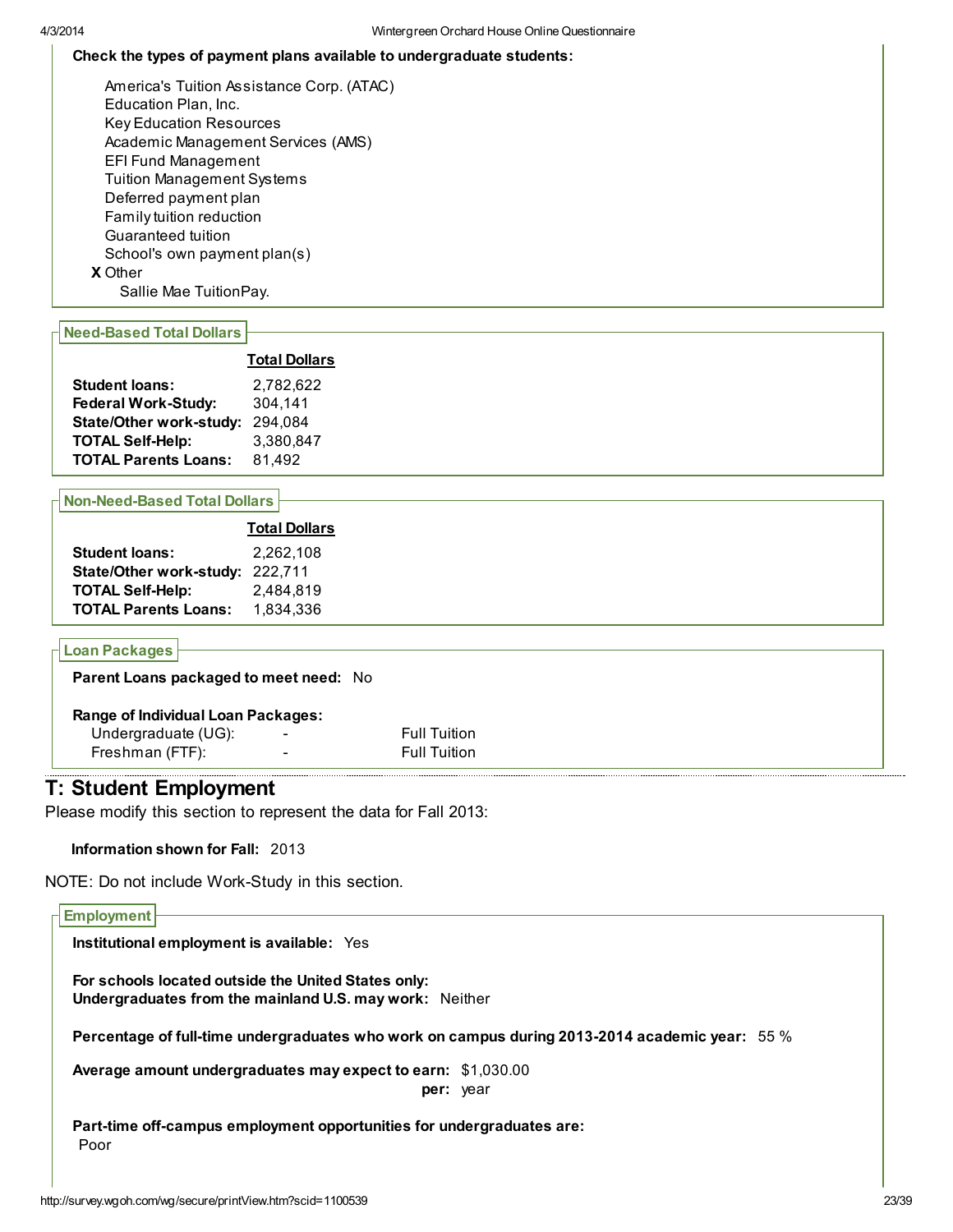**Check the types of payment plans available to undergraduate students:**

- America's Tuition Assistance Corp. (ATAC)
- Education Plan, Inc.
- Key Education Resources
- Academic Management Services (AMS)
- EFI Fund Management
- Tuition Management Systems
- Deferred payment plan
- Family tuition reduction
- Guaranteed tuition
- School's own payment plan(s)
- **X** Other
  - Sallie Mae TuitionPay.

### Need-Based Total Dollars

| | Total Dollars |
|---|---|
| **Student loans:** | 2,782,622 |
| **Federal Work-Study:** | 304,141 |
| **State/Other work-study:** | 294,084 |
| **TOTAL Self-Help:** | 3,380,847 |
| **TOTAL Parents Loans:** | 81,492 |

### Non-Need-Based Total Dollars

| | Total Dollars |
|---|---|
| **Student loans:** | 2,262,108 |
| **State/Other work-study:** | 222,711 |
| **TOTAL Self-Help:** | 2,484,819 |
| **TOTAL Parents Loans:** | 1,834,336 |

### Loan Packages

**Parent Loans packaged to meet need:** No

**Range of Individual Loan Packages:**

| | | |
|---|---|---|
| Undergraduate (UG): | - | Full Tuition |
| Freshman (FTF): | - | Full Tuition |

## T: Student Employment

Please modify this section to represent the data for Fall 2013:

**Information shown for Fall:** 2013

NOTE: Do not include Work-Study in this section.

### Employment

**Institutional employment is available:** Yes

**For schools located outside the United States only:**
**Undergraduates from the mainland U.S. may work:** Neither

**Percentage of full-time undergraduates who work on campus during 2013-2014 academic year:** 55 %

**Average amount undergraduates may expect to earn:** $1,030.00
**per:** year

**Part-time off-campus employment opportunities for undergraduates are:**
Poor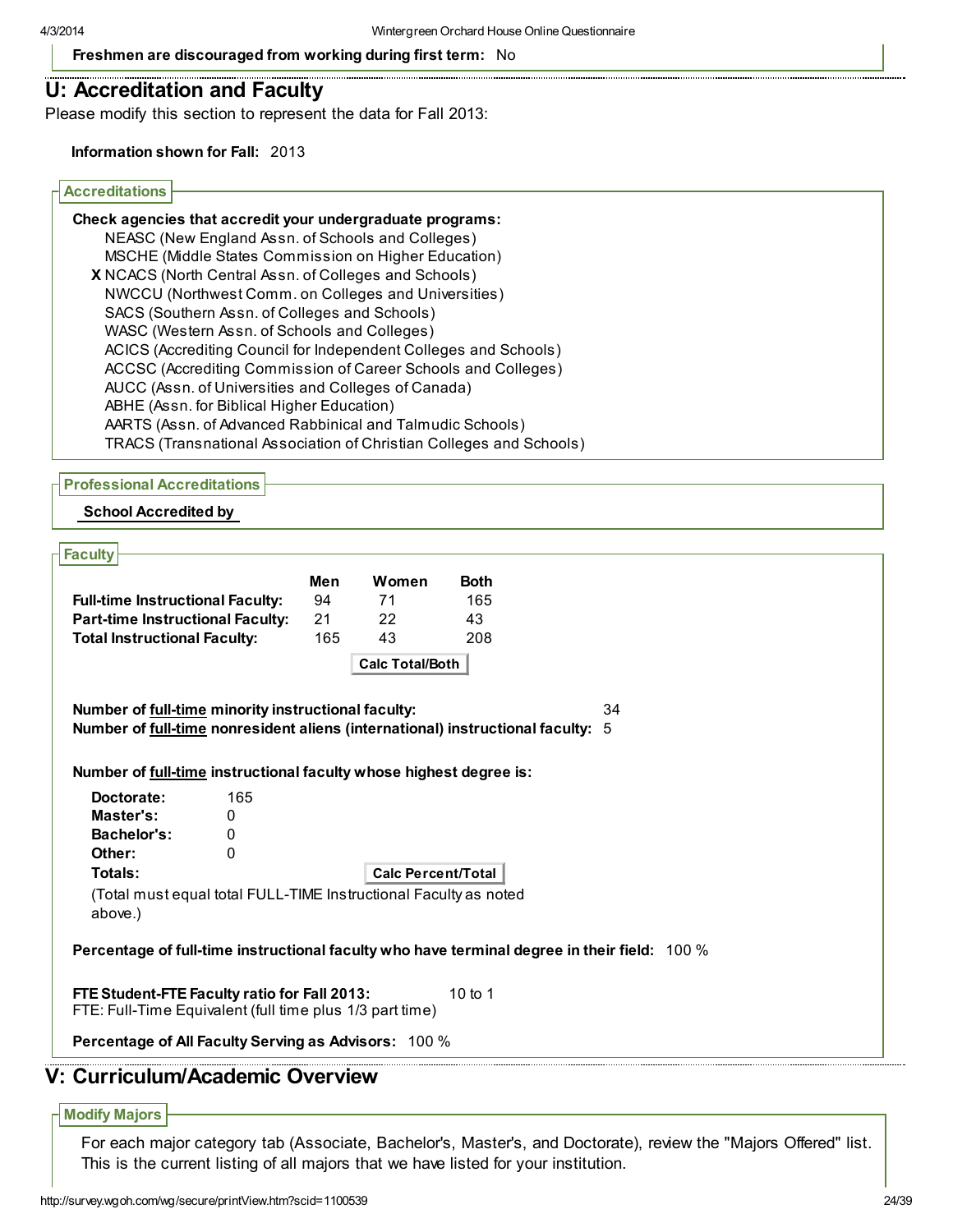**Freshmen are discouraged from working during first term:** No

## U: Accreditation and Faculty

Please modify this section to represent the data for Fall 2013:

**Information shown for Fall:** 2013

### Accreditations

**Check agencies that accredit your undergraduate programs:**

- NEASC (New England Assn. of Schools and Colleges)
- MSCHE (Middle States Commission on Higher Education)
- **X** NCACS (North Central Assn. of Colleges and Schools)
- NWCCU (Northwest Comm. on Colleges and Universities)
- SACS (Southern Assn. of Colleges and Schools)
- WASC (Western Assn. of Schools and Colleges)
- ACICS (Accrediting Council for Independent Colleges and Schools)
- ACCSC (Accrediting Commission of Career Schools and Colleges)
- AUCC (Assn. of Universities and Colleges of Canada)
- ABHE (Assn. for Biblical Higher Education)
- AARTS (Assn. of Advanced Rabbinical and Talmudic Schools)
- TRACS (Transnational Association of Christian Colleges and Schools)

### Professional Accreditations

**School Accredited by**

### Faculty

| | Men | Women | Both |
|---|---|---|---|
| **Full-time Instructional Faculty:** | 94 | 71 | 165 |
| **Part-time Instructional Faculty:** | 21 | 22 | 43 |
| **Total Instructional Faculty:** | 165 | 43 | 208 |

Calc Total/Both

**Number of full-time minority instructional faculty:** 34

**Number of full-time nonresident aliens (international) instructional faculty:** 5

**Number of full-time instructional faculty whose highest degree is:**

| | |
|---|---|
| **Doctorate:** | 165 |
| **Master's:** | 0 |
| **Bachelor's:** | 0 |
| **Other:** | 0 |
| **Totals:** | |

Calc Percent/Total

(Total must equal total FULL-TIME Instructional Faculty as noted above.)

**Percentage of full-time instructional faculty who have terminal degree in their field:** 100 %

**FTE Student-FTE Faculty ratio for Fall 2013:** 10 to 1

FTE: Full-Time Equivalent (full time plus 1/3 part time)

**Percentage of All Faculty Serving as Advisors:** 100 %

## V: Curriculum/Academic Overview

### Modify Majors

For each major category tab (Associate, Bachelor's, Master's, and Doctorate), review the "Majors Offered" list. This is the current listing of all majors that we have listed for your institution.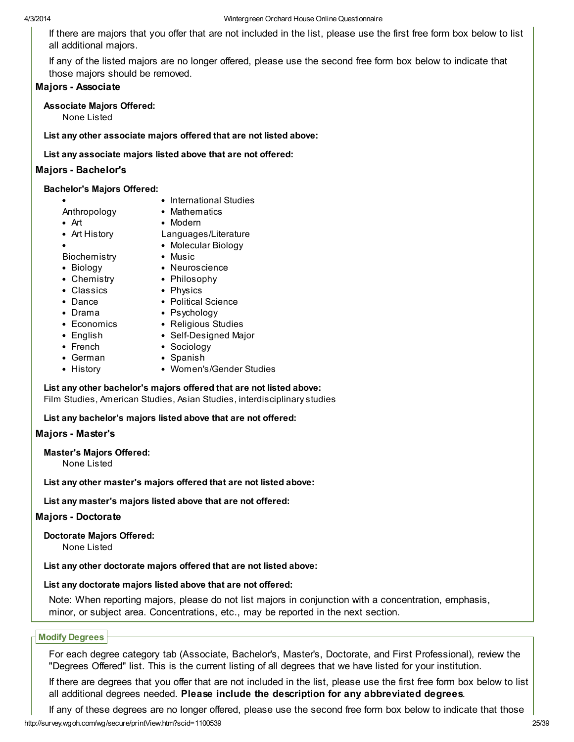If there are majors that you offer that are not included in the list, please use the first free form box below to list all additional majors.

If any of the listed majors are no longer offered, please use the second free form box below to indicate that those majors should be removed.

### Majors - Associate

**Associate Majors Offered:**
None Listed

**List any other associate majors offered that are not listed above:**

**List any associate majors listed above that are not offered:**

### Majors - Bachelor's

**Bachelor's Majors Offered:**

- Anthropology
- Art
- Art History
- Biochemistry
- Biology
- Chemistry
- Classics
- Dance
- Drama
- Economics
- English
- French
- German
- History
- International Studies
- Mathematics
- Modern Languages/Literature
- Molecular Biology
- Music
- Neuroscience
- Philosophy
- Physics
- Political Science
- Psychology
- Religious Studies
- Self-Designed Major
- Sociology
- Spanish
- Women's/Gender Studies

**List any other bachelor's majors offered that are not listed above:**
Film Studies, American Studies, Asian Studies, interdisciplinary studies

**List any bachelor's majors listed above that are not offered:**

### Majors - Master's

**Master's Majors Offered:**
None Listed

**List any other master's majors offered that are not listed above:**

**List any master's majors listed above that are not offered:**

### Majors - Doctorate

**Doctorate Majors Offered:**
None Listed

**List any other doctorate majors offered that are not listed above:**

**List any doctorate majors listed above that are not offered:**

Note: When reporting majors, please do not list majors in conjunction with a concentration, emphasis, minor, or subject area. Concentrations, etc., may be reported in the next section.

## Modify Degrees

For each degree category tab (Associate, Bachelor's, Master's, Doctorate, and First Professional), review the "Degrees Offered" list. This is the current listing of all degrees that we have listed for your institution.

If there are degrees that you offer that are not included in the list, please use the first free form box below to list all additional degrees needed. **Please include the description for any abbreviated degrees**.

If any of these degrees are no longer offered, please use the second free form box below to indicate that those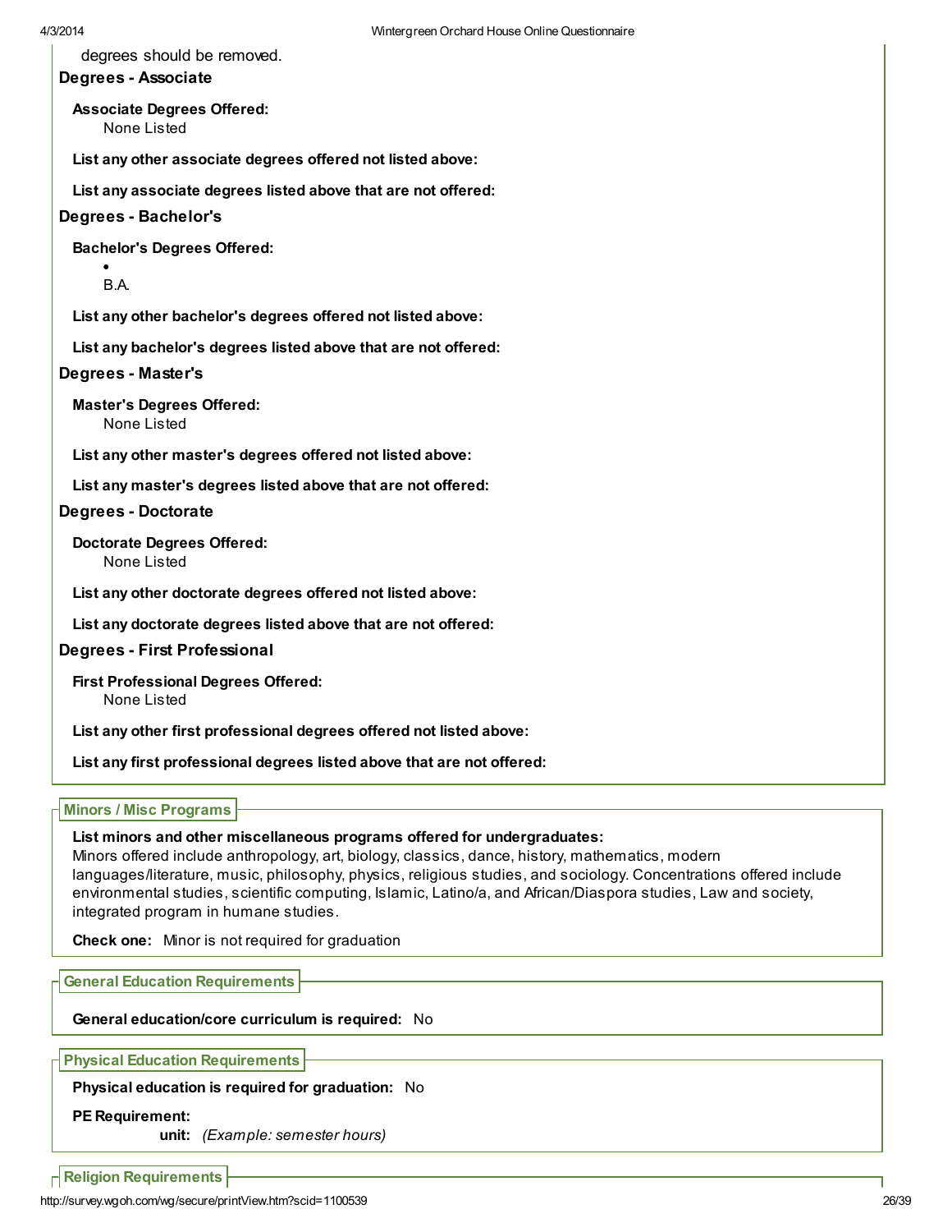degrees should be removed.

### Degrees - Associate

**Associate Degrees Offered:**
None Listed

**List any other associate degrees offered not listed above:**

**List any associate degrees listed above that are not offered:**

### Degrees - Bachelor's

**Bachelor's Degrees Offered:**

- B.A.

**List any other bachelor's degrees offered not listed above:**

**List any bachelor's degrees listed above that are not offered:**

### Degrees - Master's

**Master's Degrees Offered:**
None Listed

**List any other master's degrees offered not listed above:**

**List any master's degrees listed above that are not offered:**

### Degrees - Doctorate

**Doctorate Degrees Offered:**
None Listed

**List any other doctorate degrees offered not listed above:**

**List any doctorate degrees listed above that are not offered:**

### Degrees - First Professional

**First Professional Degrees Offered:**
None Listed

**List any other first professional degrees offered not listed above:**

**List any first professional degrees listed above that are not offered:**

## Minors / Misc Programs

**List minors and other miscellaneous programs offered for undergraduates:**
Minors offered include anthropology, art, biology, classics, dance, history, mathematics, modern languages/literature, music, philosophy, physics, religious studies, and sociology. Concentrations offered include environmental studies, scientific computing, Islamic, Latino/a, and African/Diaspora studies, Law and society, integrated program in humane studies.

**Check one:** Minor is not required for graduation

## General Education Requirements

**General education/core curriculum is required:** No

## Physical Education Requirements

**Physical education is required for graduation:** No

**PE Requirement:**
**unit:** *(Example: semester hours)*

## Religion Requirements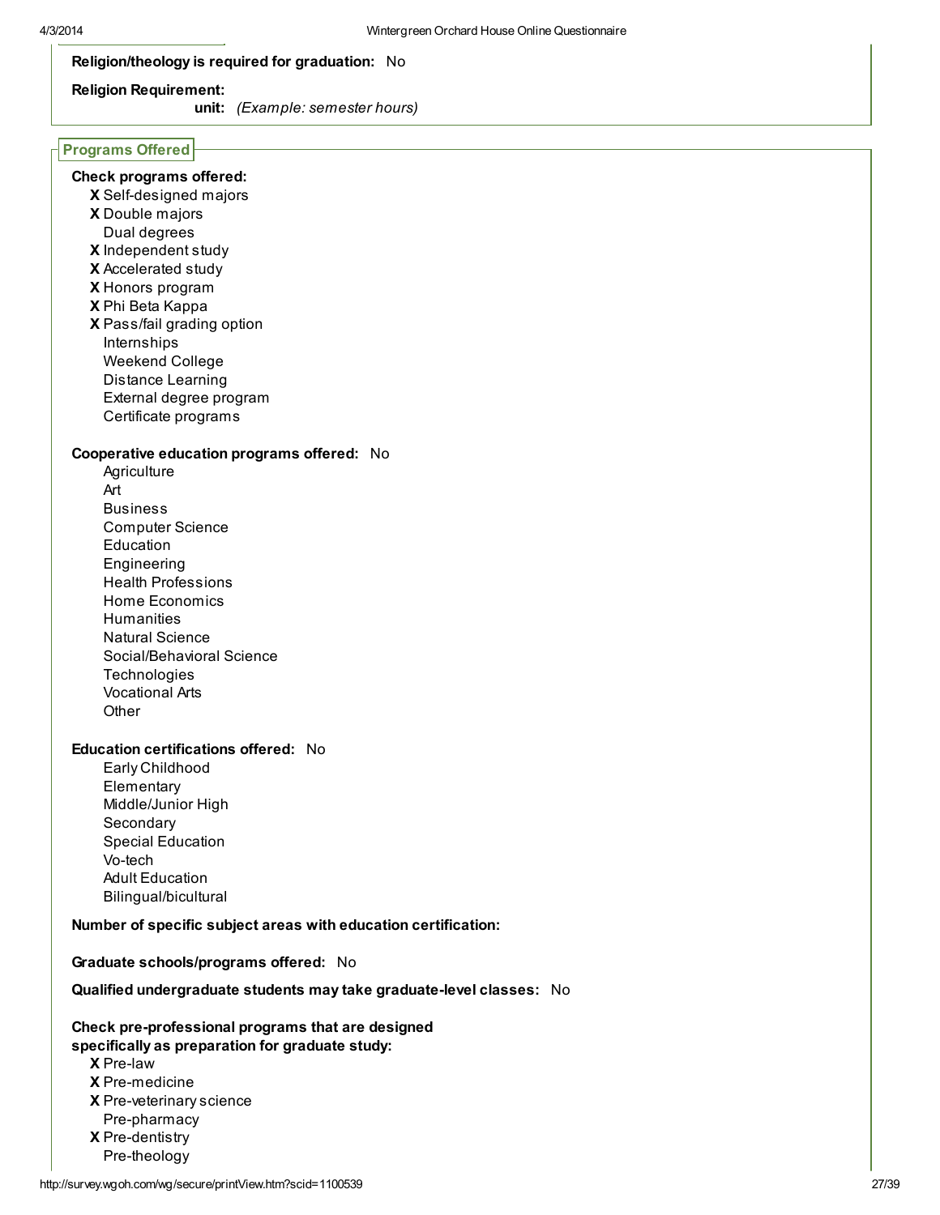**Religion/theology is required for graduation:** No

**Religion Requirement:**
**unit:** *(Example: semester hours)*

## Programs Offered

**Check programs offered:**

- X Self-designed majors
- X Double majors
- Dual degrees
- X Independent study
- X Accelerated study
- X Honors program
- X Phi Beta Kappa
- X Pass/fail grading option
- Internships
- Weekend College
- Distance Learning
- External degree program
- Certificate programs

**Cooperative education programs offered:** No

- Agriculture
- Art
- Business
- Computer Science
- Education
- Engineering
- Health Professions
- Home Economics
- Humanities
- Natural Science
- Social/Behavioral Science
- Technologies
- Vocational Arts
- Other

**Education certifications offered:** No

- Early Childhood
- Elementary
- Middle/Junior High
- Secondary
- Special Education
- Vo-tech
- Adult Education
- Bilingual/bicultural

**Number of specific subject areas with education certification:**

**Graduate schools/programs offered:** No

**Qualified undergraduate students may take graduate-level classes:** No

**Check pre-professional programs that are designed specifically as preparation for graduate study:**

- X Pre-law
- X Pre-medicine
- X Pre-veterinary science
- Pre-pharmacy
- X Pre-dentistry
- Pre-theology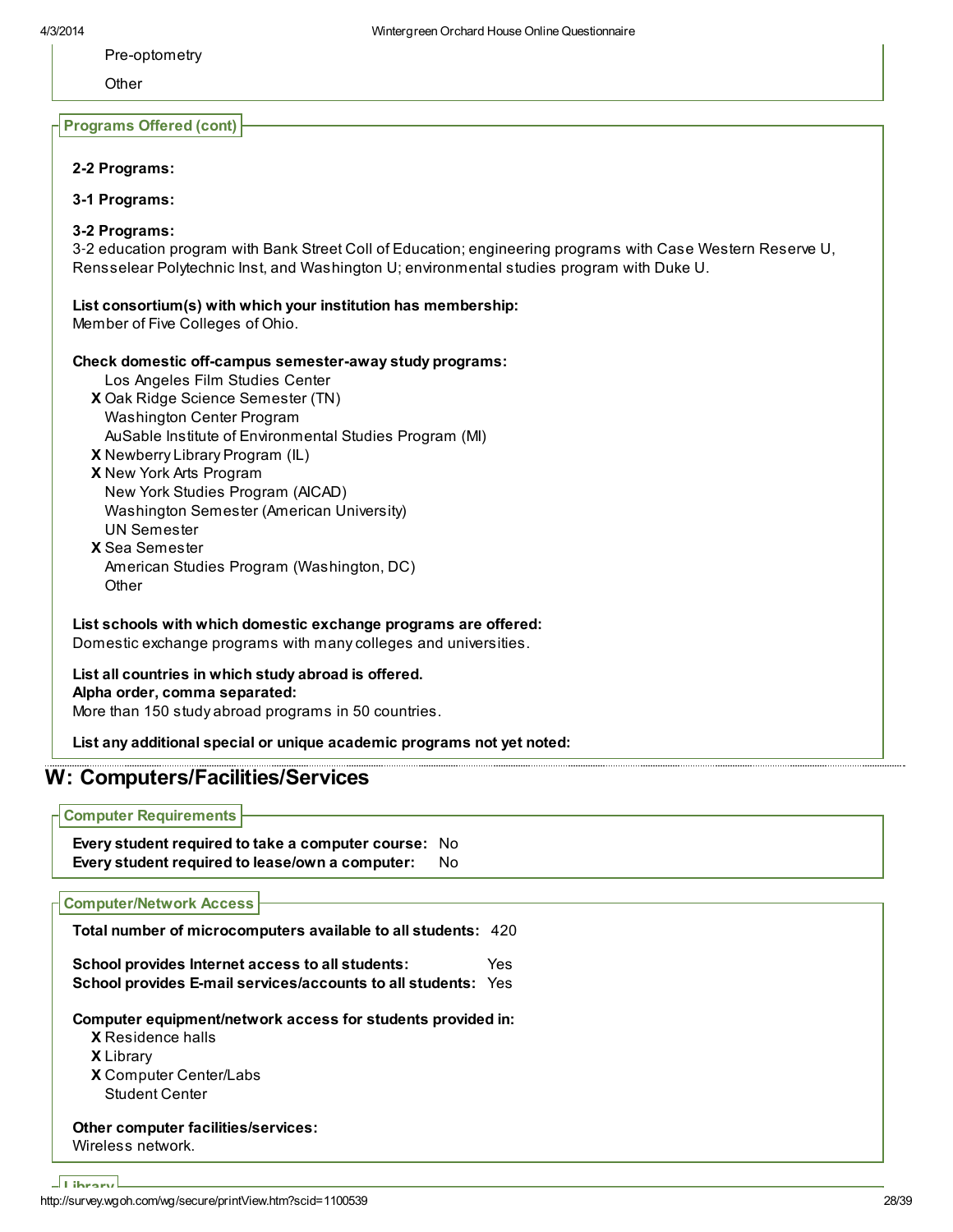Pre-optometry

Other

**Programs Offered (cont)**

**2-2 Programs:**

**3-1 Programs:**

**3-2 Programs:**
3-2 education program with Bank Street Coll of Education; engineering programs with Case Western Reserve U, Rensselear Polytechnic Inst, and Washington U; environmental studies program with Duke U.

**List consortium(s) with which your institution has membership:**
Member of Five Colleges of Ohio.

**Check domestic off-campus semester-away study programs:**

- Los Angeles Film Studies Center
- **X** Oak Ridge Science Semester (TN)
- Washington Center Program
- AuSable Institute of Environmental Studies Program (MI)
- **X** Newberry Library Program (IL)
- **X** New York Arts Program
- New York Studies Program (AICAD)
- Washington Semester (American University)
- UN Semester
- **X** Sea Semester
- American Studies Program (Washington, DC)
- Other

**List schools with which domestic exchange programs are offered:**
Domestic exchange programs with many colleges and universities.

**List all countries in which study abroad is offered.**
**Alpha order, comma separated:**
More than 150 study abroad programs in 50 countries.

**List any additional special or unique academic programs not yet noted:**

## W: Computers/Facilities/Services

**Computer Requirements**

**Every student required to take a computer course:** No
**Every student required to lease/own a computer:** No

**Computer/Network Access**

**Total number of microcomputers available to all students:** 420

**School provides Internet access to all students:** Yes
**School provides E-mail services/accounts to all students:** Yes

**Computer equipment/network access for students provided in:**

- **X** Residence halls
- **X** Library
- **X** Computer Center/Labs
- Student Center

**Other computer facilities/services:**
Wireless network.

**Library**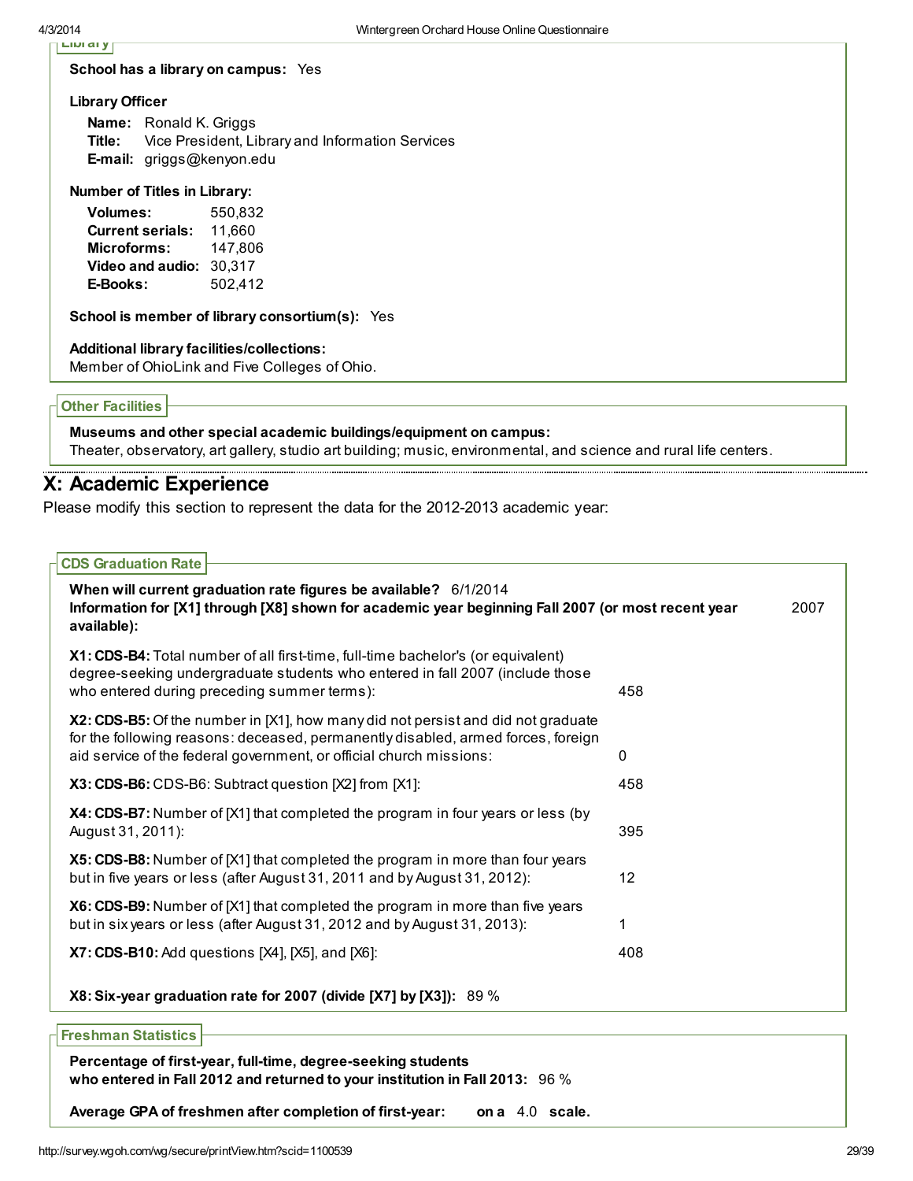### Library

**School has a library on campus:** Yes

**Library Officer**

**Name:** Ronald K. Griggs
**Title:** Vice President, Library and Information Services
**E-mail:** griggs@kenyon.edu

**Number of Titles in Library:**

| | |
|---|---|
| **Volumes:** | 550,832 |
| **Current serials:** | 11,660 |
| **Microforms:** | 147,806 |
| **Video and audio:** | 30,317 |
| **E-Books:** | 502,412 |

**School is member of library consortium(s):** Yes

**Additional library facilities/collections:**
Member of OhioLink and Five Colleges of Ohio.

### Other Facilities

**Museums and other special academic buildings/equipment on campus:**
Theater, observatory, art gallery, studio art building; music, environmental, and science and rural life centers.

## X: Academic Experience

Please modify this section to represent the data for the 2012-2013 academic year:

### CDS Graduation Rate

**When will current graduation rate figures be available?** 6/1/2014

**Information for [X1] through [X8] shown for academic year beginning Fall 2007 (or most recent year available):** 2007

| | |
|---|---|
| **X1: CDS-B4:** Total number of all first-time, full-time bachelor's (or equivalent) degree-seeking undergraduate students who entered in fall 2007 (include those who entered during preceding summer terms): | 458 |
| **X2: CDS-B5:** Of the number in [X1], how many did not persist and did not graduate for the following reasons: deceased, permanently disabled, armed forces, foreign aid service of the federal government, or official church missions: | 0 |
| **X3: CDS-B6:** CDS-B6: Subtract question [X2] from [X1]: | 458 |
| **X4: CDS-B7:** Number of [X1] that completed the program in four years or less (by August 31, 2011): | 395 |
| **X5: CDS-B8:** Number of [X1] that completed the program in more than four years but in five years or less (after August 31, 2011 and by August 31, 2012): | 12 |
| **X6: CDS-B9:** Number of [X1] that completed the program in more than five years but in six years or less (after August 31, 2012 and by August 31, 2013): | 1 |
| **X7: CDS-B10:** Add questions [X4], [X5], and [X6]: | 408 |

**X8: Six-year graduation rate for 2007 (divide [X7] by [X3]):** 89 %

### Freshman Statistics

**Percentage of first-year, full-time, degree-seeking students who entered in Fall 2012 and returned to your institution in Fall 2013:** 96 %

**Average GPA of freshmen after completion of first-year:** **on a** 4.0 **scale.**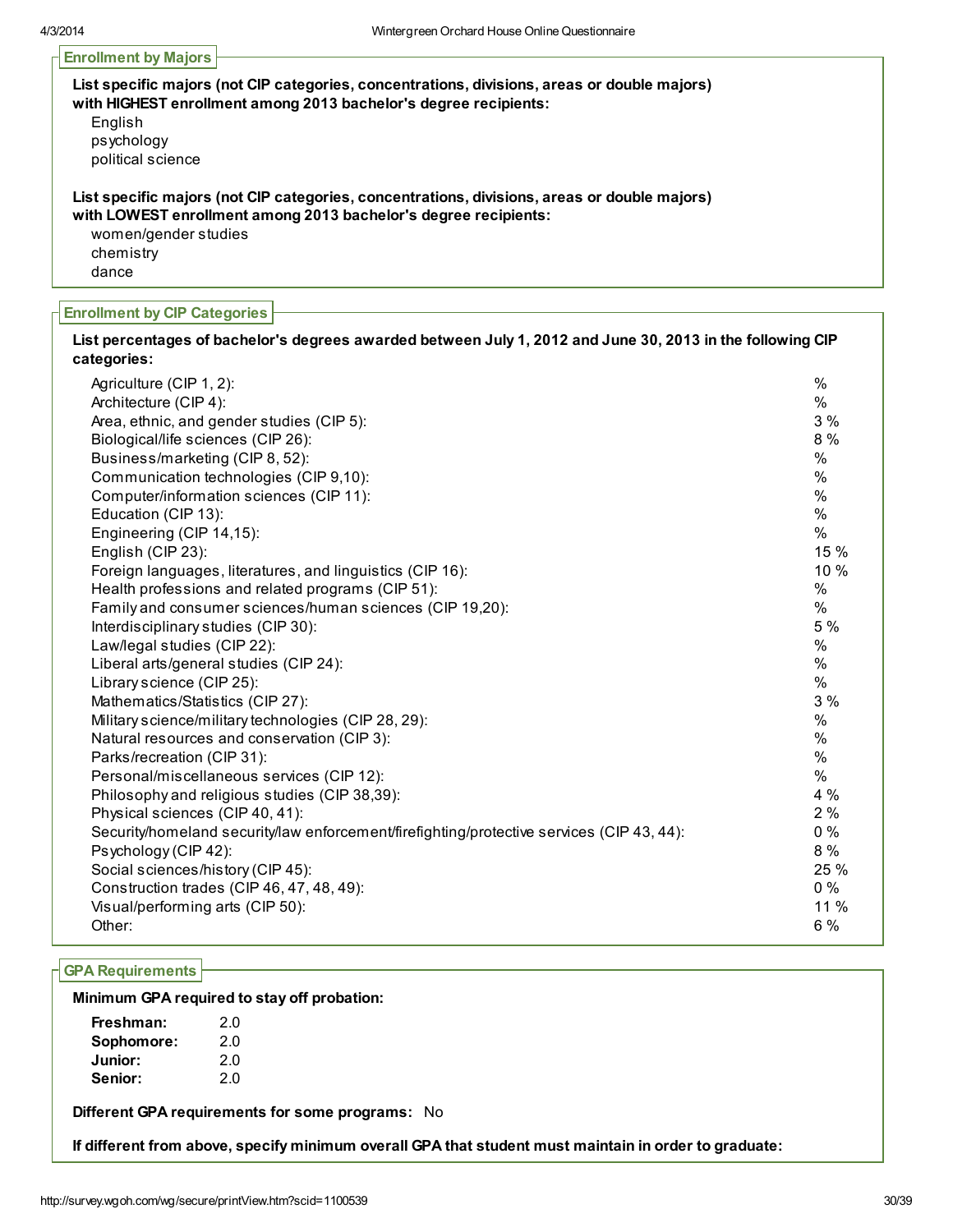## Enrollment by Majors

**List specific majors (not CIP categories, concentrations, divisions, areas or double majors) with HIGHEST enrollment among 2013 bachelor's degree recipients:**

English
psychology
political science

**List specific majors (not CIP categories, concentrations, divisions, areas or double majors) with LOWEST enrollment among 2013 bachelor's degree recipients:**

women/gender studies
chemistry
dance

## Enrollment by CIP Categories

**List percentages of bachelor's degrees awarded between July 1, 2012 and June 30, 2013 in the following CIP categories:**

| Category | Percentage |
|---|---|
| Agriculture (CIP 1, 2): | % |
| Architecture (CIP 4): | % |
| Area, ethnic, and gender studies (CIP 5): | 3 % |
| Biological/life sciences (CIP 26): | 8 % |
| Business/marketing (CIP 8, 52): | % |
| Communication technologies (CIP 9,10): | % |
| Computer/information sciences (CIP 11): | % |
| Education (CIP 13): | % |
| Engineering (CIP 14,15): | % |
| English (CIP 23): | 15 % |
| Foreign languages, literatures, and linguistics (CIP 16): | 10 % |
| Health professions and related programs (CIP 51): | % |
| Family and consumer sciences/human sciences (CIP 19,20): | % |
| Interdisciplinary studies (CIP 30): | 5 % |
| Law/legal studies (CIP 22): | % |
| Liberal arts/general studies (CIP 24): | % |
| Library science (CIP 25): | % |
| Mathematics/Statistics (CIP 27): | 3 % |
| Military science/military technologies (CIP 28, 29): | % |
| Natural resources and conservation (CIP 3): | % |
| Parks/recreation (CIP 31): | % |
| Personal/miscellaneous services (CIP 12): | % |
| Philosophy and religious studies (CIP 38,39): | 4 % |
| Physical sciences (CIP 40, 41): | 2 % |
| Security/homeland security/law enforcement/firefighting/protective services (CIP 43, 44): | 0 % |
| Psychology (CIP 42): | 8 % |
| Social sciences/history (CIP 45): | 25 % |
| Construction trades (CIP 46, 47, 48, 49): | 0 % |
| Visual/performing arts (CIP 50): | 11 % |
| Other: | 6 % |

## GPA Requirements

**Minimum GPA required to stay off probation:**

| | |
|---|---|
| **Freshman:** | 2.0 |
| **Sophomore:** | 2.0 |
| **Junior:** | 2.0 |
| **Senior:** | 2.0 |

**Different GPA requirements for some programs:** No

**If different from above, specify minimum overall GPA that student must maintain in order to graduate:**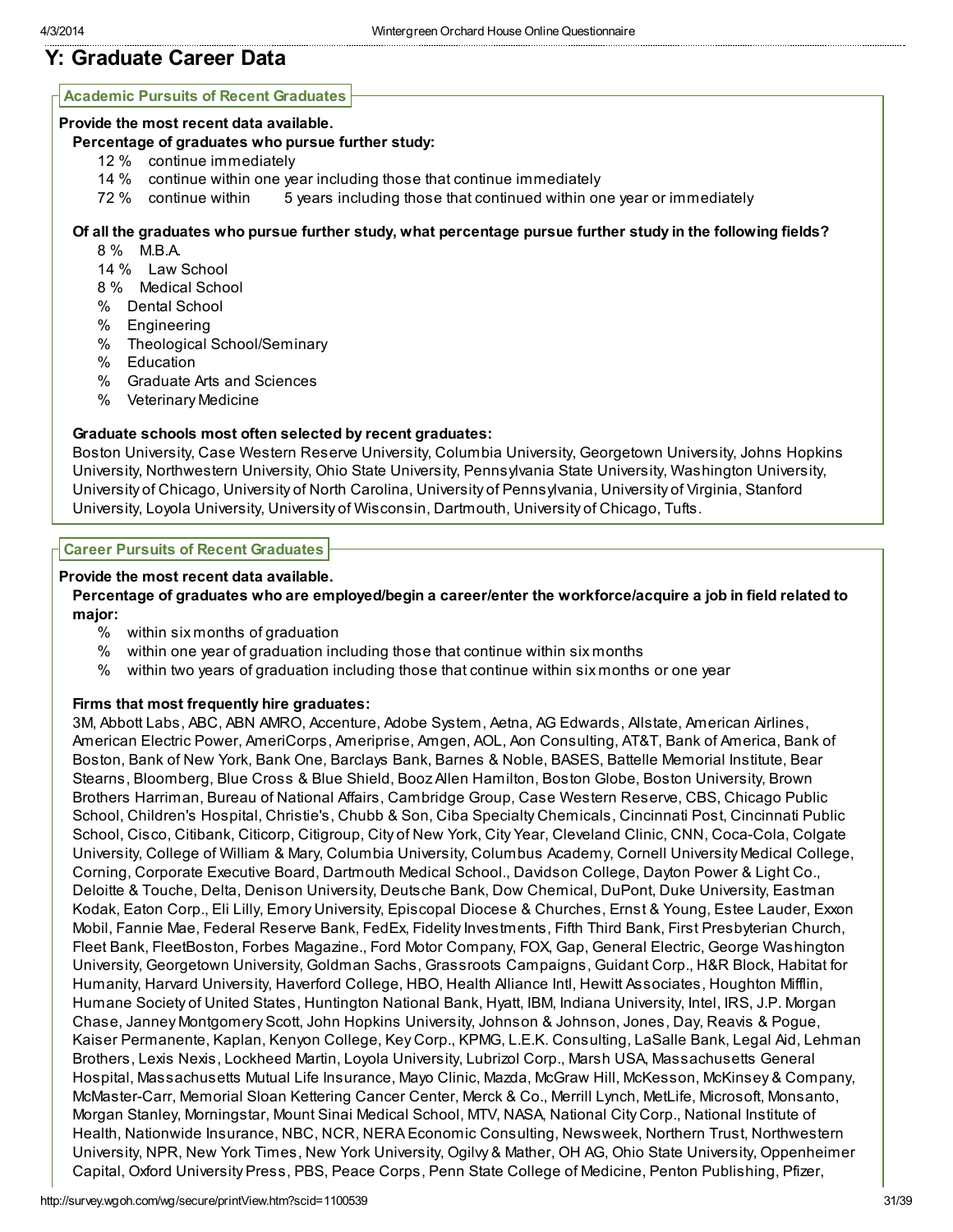# Y: Graduate Career Data

## Academic Pursuits of Recent Graduates

**Provide the most recent data available.**

**Percentage of graduates who pursue further study:**

- 12 % continue immediately
- 14 % continue within one year including those that continue immediately
- 72 % continue within 5 years including those that continued within one year or immediately

**Of all the graduates who pursue further study, what percentage pursue further study in the following fields?**

- 8 % M.B.A.
- 14 % Law School
- 8 % Medical School
- % Dental School
- % Engineering
- % Theological School/Seminary
- % Education
- % Graduate Arts and Sciences
- % Veterinary Medicine

**Graduate schools most often selected by recent graduates:**

Boston University, Case Western Reserve University, Columbia University, Georgetown University, Johns Hopkins University, Northwestern University, Ohio State University, Pennsylvania State University, Washington University, University of Chicago, University of North Carolina, University of Pennsylvania, University of Virginia, Stanford University, Loyola University, University of Wisconsin, Dartmouth, University of Chicago, Tufts.

## Career Pursuits of Recent Graduates

**Provide the most recent data available.**

**Percentage of graduates who are employed/begin a career/enter the workforce/acquire a job in field related to major:**

- % within six months of graduation
- % within one year of graduation including those that continue within six months
- % within two years of graduation including those that continue within six months or one year

**Firms that most frequently hire graduates:**

3M, Abbott Labs, ABC, ABN AMRO, Accenture, Adobe System, Aetna, AG Edwards, Allstate, American Airlines, American Electric Power, AmeriCorps, Ameriprise, Amgen, AOL, Aon Consulting, AT&T, Bank of America, Bank of Boston, Bank of New York, Bank One, Barclays Bank, Barnes & Noble, BASES, Battelle Memorial Institute, Bear Stearns, Bloomberg, Blue Cross & Blue Shield, Booz Allen Hamilton, Boston Globe, Boston University, Brown Brothers Harriman, Bureau of National Affairs, Cambridge Group, Case Western Reserve, CBS, Chicago Public School, Children's Hospital, Christie's, Chubb & Son, Ciba Specialty Chemicals, Cincinnati Post, Cincinnati Public School, Cisco, Citibank, Citicorp, Citigroup, City of New York, City Year, Cleveland Clinic, CNN, Coca-Cola, Colgate University, College of William & Mary, Columbia University, Columbus Academy, Cornell University Medical College, Corning, Corporate Executive Board, Dartmouth Medical School., Davidson College, Dayton Power & Light Co., Deloitte & Touche, Delta, Denison University, Deutsche Bank, Dow Chemical, DuPont, Duke University, Eastman Kodak, Eaton Corp., Eli Lilly, Emory University, Episcopal Diocese & Churches, Ernst & Young, Estee Lauder, Exxon Mobil, Fannie Mae, Federal Reserve Bank, FedEx, Fidelity Investments, Fifth Third Bank, First Presbyterian Church, Fleet Bank, FleetBoston, Forbes Magazine., Ford Motor Company, FOX, Gap, General Electric, George Washington University, Georgetown University, Goldman Sachs, Grassroots Campaigns, Guidant Corp., H&R Block, Habitat for Humanity, Harvard University, Haverford College, HBO, Health Alliance Intl, Hewitt Associates, Houghton Mifflin, Humane Society of United States, Huntington National Bank, Hyatt, IBM, Indiana University, Intel, IRS, J.P. Morgan Chase, Janney Montgomery Scott, John Hopkins University, Johnson & Johnson, Jones, Day, Reavis & Pogue, Kaiser Permanente, Kaplan, Kenyon College, Key Corp., KPMG, L.E.K. Consulting, LaSalle Bank, Legal Aid, Lehman Brothers, Lexis Nexis, Lockheed Martin, Loyola University, Lubrizol Corp., Marsh USA, Massachusetts General Hospital, Massachusetts Mutual Life Insurance, Mayo Clinic, Mazda, McGraw Hill, McKesson, McKinsey & Company, McMaster-Carr, Memorial Sloan Kettering Cancer Center, Merck & Co., Merrill Lynch, MetLife, Microsoft, Monsanto, Morgan Stanley, Morningstar, Mount Sinai Medical School, MTV, NASA, National City Corp., National Institute of Health, Nationwide Insurance, NBC, NCR, NERA Economic Consulting, Newsweek, Northern Trust, Northwestern University, NPR, New York Times, New York University, Ogilvy & Mather, OH AG, Ohio State University, Oppenheimer Capital, Oxford University Press, PBS, Peace Corps, Penn State College of Medicine, Penton Publishing, Pfizer,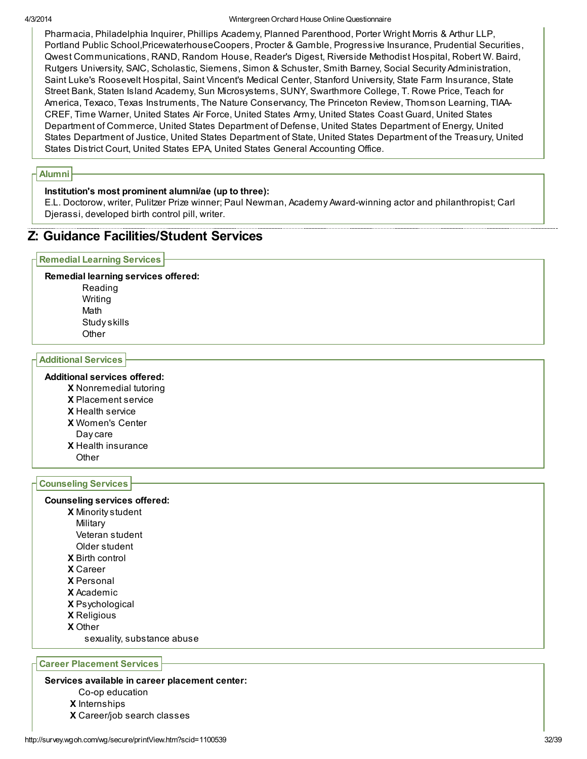Pharmacia, Philadelphia Inquirer, Phillips Academy, Planned Parenthood, Porter Wright Morris & Arthur LLP, Portland Public School,PricewaterhouseCoopers, Procter & Gamble, Progressive Insurance, Prudential Securities, Qwest Communications, RAND, Random House, Reader's Digest, Riverside Methodist Hospital, Robert W. Baird, Rutgers University, SAIC, Scholastic, Siemens, Simon & Schuster, Smith Barney, Social Security Administration, Saint Luke's Roosevelt Hospital, Saint Vincent's Medical Center, Stanford University, State Farm Insurance, State Street Bank, Staten Island Academy, Sun Microsystems, SUNY, Swarthmore College, T. Rowe Price, Teach for America, Texaco, Texas Instruments, The Nature Conservancy, The Princeton Review, Thomson Learning, TIAA-CREF, Time Warner, United States Air Force, United States Army, United States Coast Guard, United States Department of Commerce, United States Department of Defense, United States Department of Energy, United States Department of Justice, United States Department of State, United States Department of the Treasury, United States District Court, United States EPA, United States General Accounting Office.

### Alumni

**Institution's most prominent alumni/ae (up to three):**
E.L. Doctorow, writer, Pulitzer Prize winner; Paul Newman, Academy Award-winning actor and philanthropist; Carl Djerassi, developed birth control pill, writer.

## Z: Guidance Facilities/Student Services

### Remedial Learning Services

**Remedial learning services offered:**

- Reading
- Writing
- Math
- Study skills
- Other

### Additional Services

**Additional services offered:**

- X Nonremedial tutoring
- X Placement service
- X Health service
- X Women's Center
- Day care
- X Health insurance
- Other

### Counseling Services

**Counseling services offered:**

- X Minority student
- Military
- Veteran student
- Older student
- X Birth control
- X Career
- X Personal
- X Academic
- X Psychological
- X Religious
- X Other
  - sexuality, substance abuse

### Career Placement Services

**Services available in career placement center:**

- Co-op education
- X Internships
- X Career/job search classes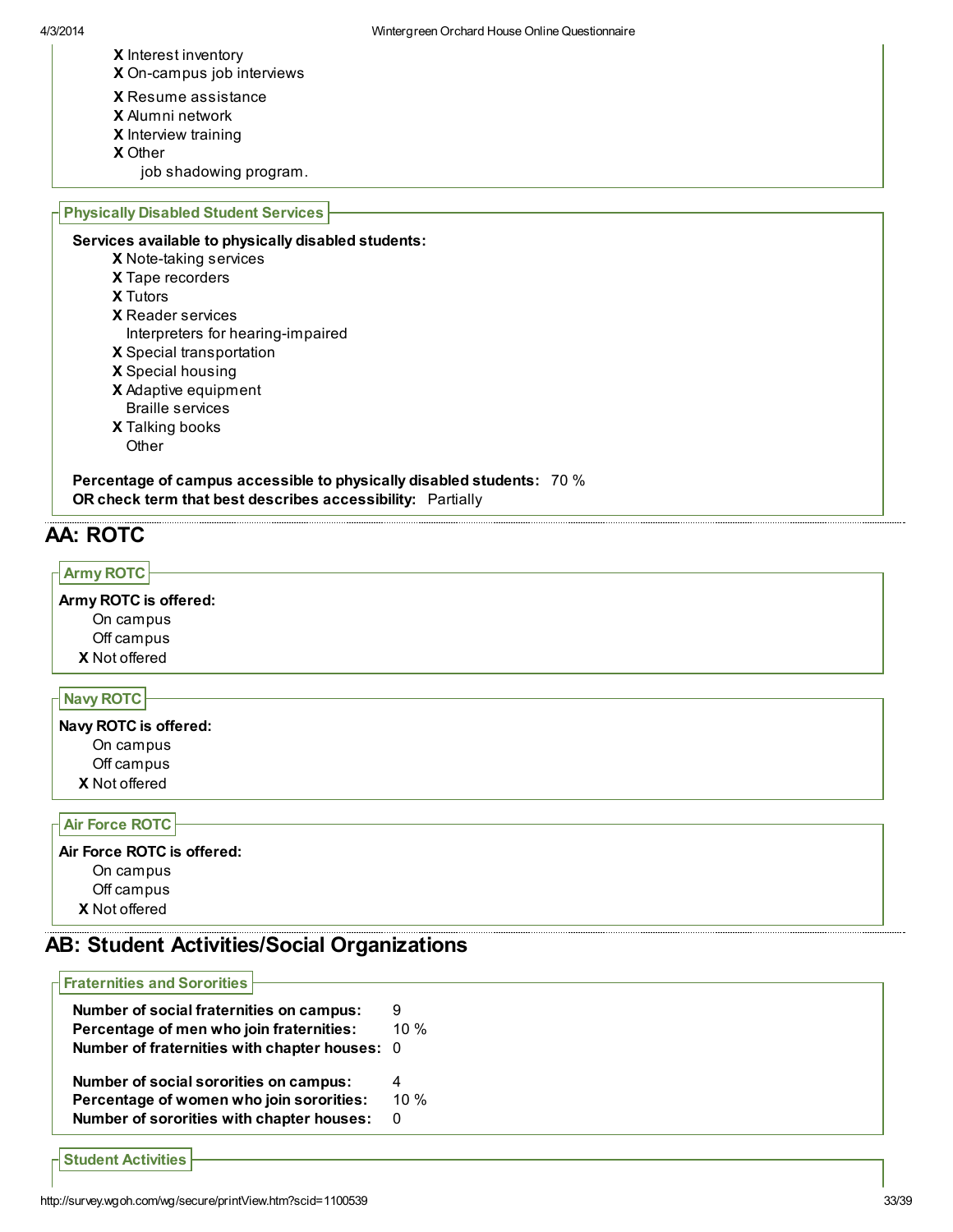- X Interest inventory
- X On-campus job interviews
- X Resume assistance
- X Alumni network
- X Interview training
- X Other
  - job shadowing program.

### Physically Disabled Student Services

**Services available to physically disabled students:**

- X Note-taking services
- X Tape recorders
- X Tutors
- X Reader services
- Interpreters for hearing-impaired
- X Special transportation
- X Special housing
- X Adaptive equipment
- Braille services
- X Talking books
- Other

**Percentage of campus accessible to physically disabled students:** 70 %
**OR check term that best describes accessibility:** Partially

## AA: ROTC

### Army ROTC

**Army ROTC is offered:**

- On campus
- Off campus
- X Not offered

### Navy ROTC

**Navy ROTC is offered:**

- On campus
- Off campus
- X Not offered

### Air Force ROTC

**Air Force ROTC is offered:**

- On campus
- Off campus
- X Not offered

## AB: Student Activities/Social Organizations

### Fraternities and Sororities

**Number of social fraternities on campus:** 9
**Percentage of men who join fraternities:** 10 %
**Number of fraternities with chapter houses:** 0

**Number of social sororities on campus:** 4
**Percentage of women who join sororities:** 10 %
**Number of sororities with chapter houses:** 0

### Student Activities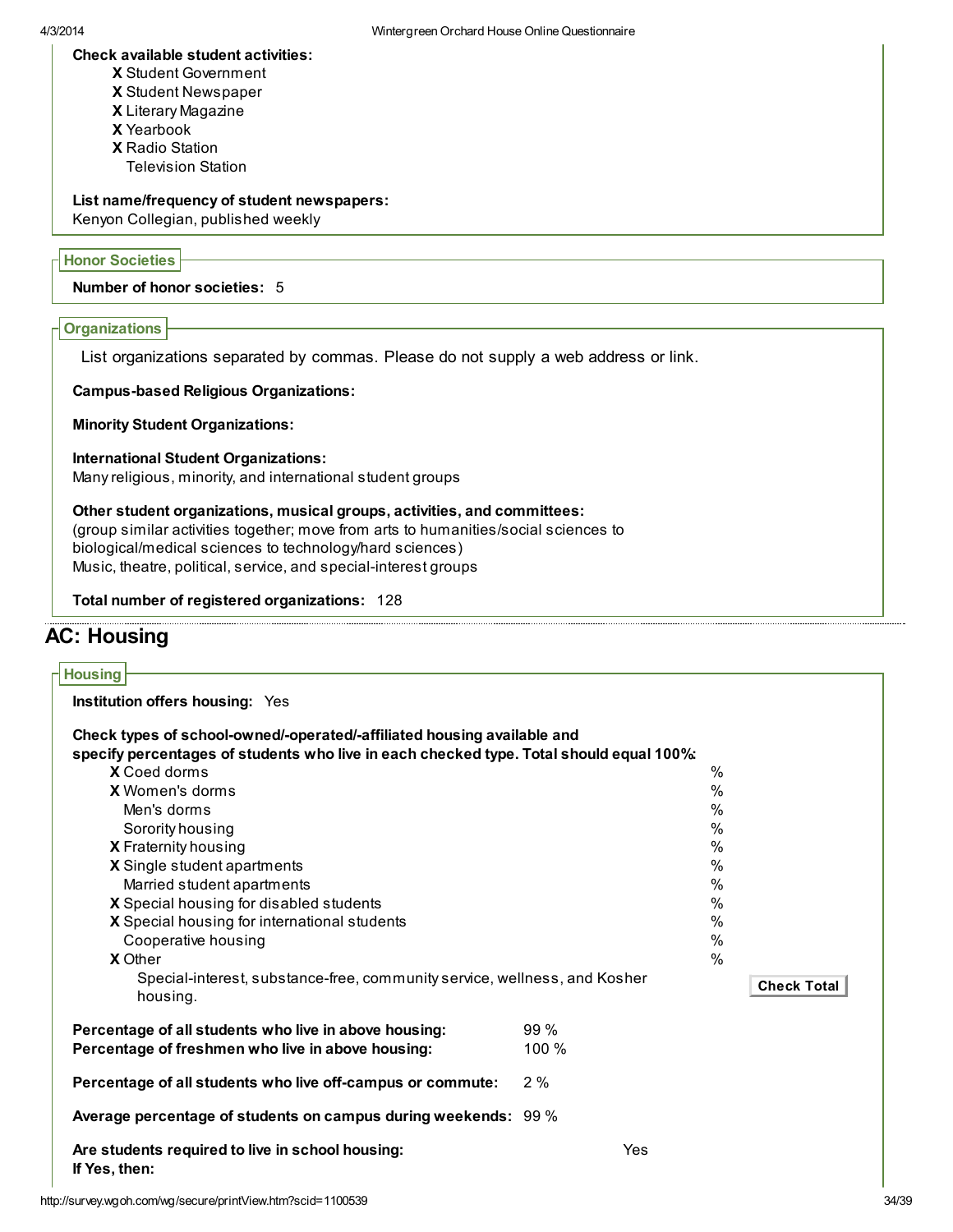**Check available student activities:**

- **X** Student Government
- **X** Student Newspaper
- **X** Literary Magazine
- **X** Yearbook
- **X** Radio Station
- Television Station

**List name/frequency of student newspapers:**
Kenyon Collegian, published weekly

### Honor Societies

**Number of honor societies:** 5

### Organizations

List organizations separated by commas. Please do not supply a web address or link.

**Campus-based Religious Organizations:**

**Minority Student Organizations:**

**International Student Organizations:**
Many religious, minority, and international student groups

**Other student organizations, musical groups, activities, and committees:**
(group similar activities together; move from arts to humanities/social sciences to biological/medical sciences to technology/hard sciences)
Music, theatre, political, service, and special-interest groups

**Total number of registered organizations:** 128

## AC: Housing

### Housing

**Institution offers housing:** Yes

**Check types of school-owned/-operated/-affiliated housing available and specify percentages of students who live in each checked type. Total should equal 100%:**

| | Type | % |
|---|---|---|
| X | Coed dorms | % |
| X | Women's dorms | % |
| | Men's dorms | % |
| | Sorority housing | % |
| X | Fraternity housing | % |
| X | Single student apartments | % |
| | Married student apartments | % |
| X | Special housing for disabled students | % |
| X | Special housing for international students | % |
| | Cooperative housing | % |
| X | Other | % |

Special-interest, substance-free, community service, wellness, and Kosher housing.

Check Total

| | |
|---|---|
| **Percentage of all students who live in above housing:** | 99 % |
| **Percentage of freshmen who live in above housing:** | 100 % |
| **Percentage of all students who live off-campus or commute:** | 2 % |
| **Average percentage of students on campus during weekends:** | 99 % |

**Are students required to live in school housing:** Yes

**If Yes, then:**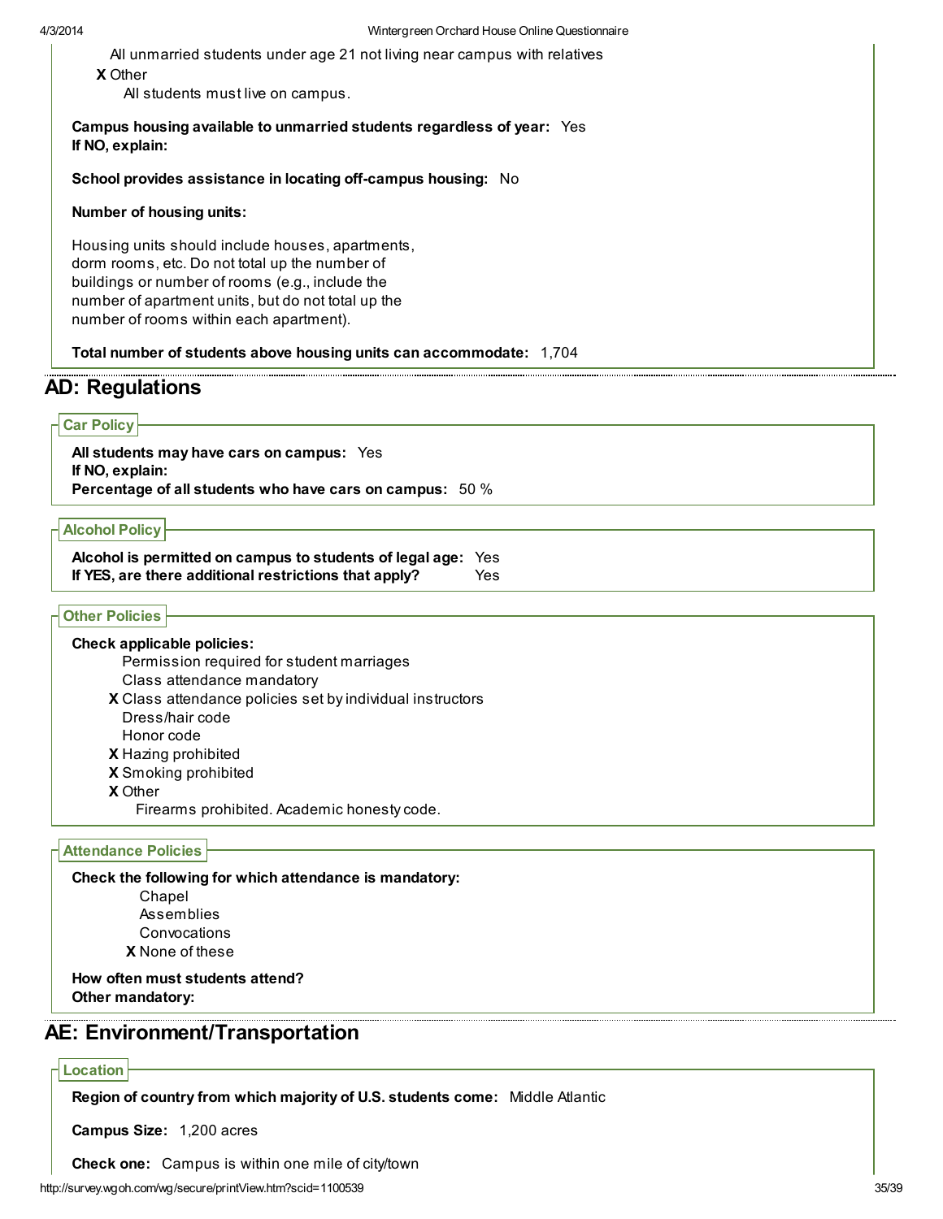All unmarried students under age 21 not living near campus with relatives

X Other

All students must live on campus.

**Campus housing available to unmarried students regardless of year:** Yes

**If NO, explain:**

**School provides assistance in locating off-campus housing:** No

**Number of housing units:**

Housing units should include houses, apartments, dorm rooms, etc. Do not total up the number of buildings or number of rooms (e.g., include the number of apartment units, but do not total up the number of rooms within each apartment).

**Total number of students above housing units can accommodate:** 1,704

## AD: Regulations

### Car Policy

**All students may have cars on campus:** Yes

**If NO, explain:**

**Percentage of all students who have cars on campus:** 50 %

### Alcohol Policy

**Alcohol is permitted on campus to students of legal age:** Yes

**If YES, are there additional restrictions that apply?** Yes

### Other Policies

**Check applicable policies:**

Permission required for student marriages

Class attendance mandatory

X Class attendance policies set by individual instructors

Dress/hair code

Honor code

X Hazing prohibited

X Smoking prohibited

X Other

Firearms prohibited. Academic honesty code.

### Attendance Policies

**Check the following for which attendance is mandatory:**

Chapel

Assemblies

Convocations

X None of these

**How often must students attend?**

**Other mandatory:**

## AE: Environment/Transportation

### Location

**Region of country from which majority of U.S. students come:** Middle Atlantic

**Campus Size:** 1,200 acres

**Check one:** Campus is within one mile of city/town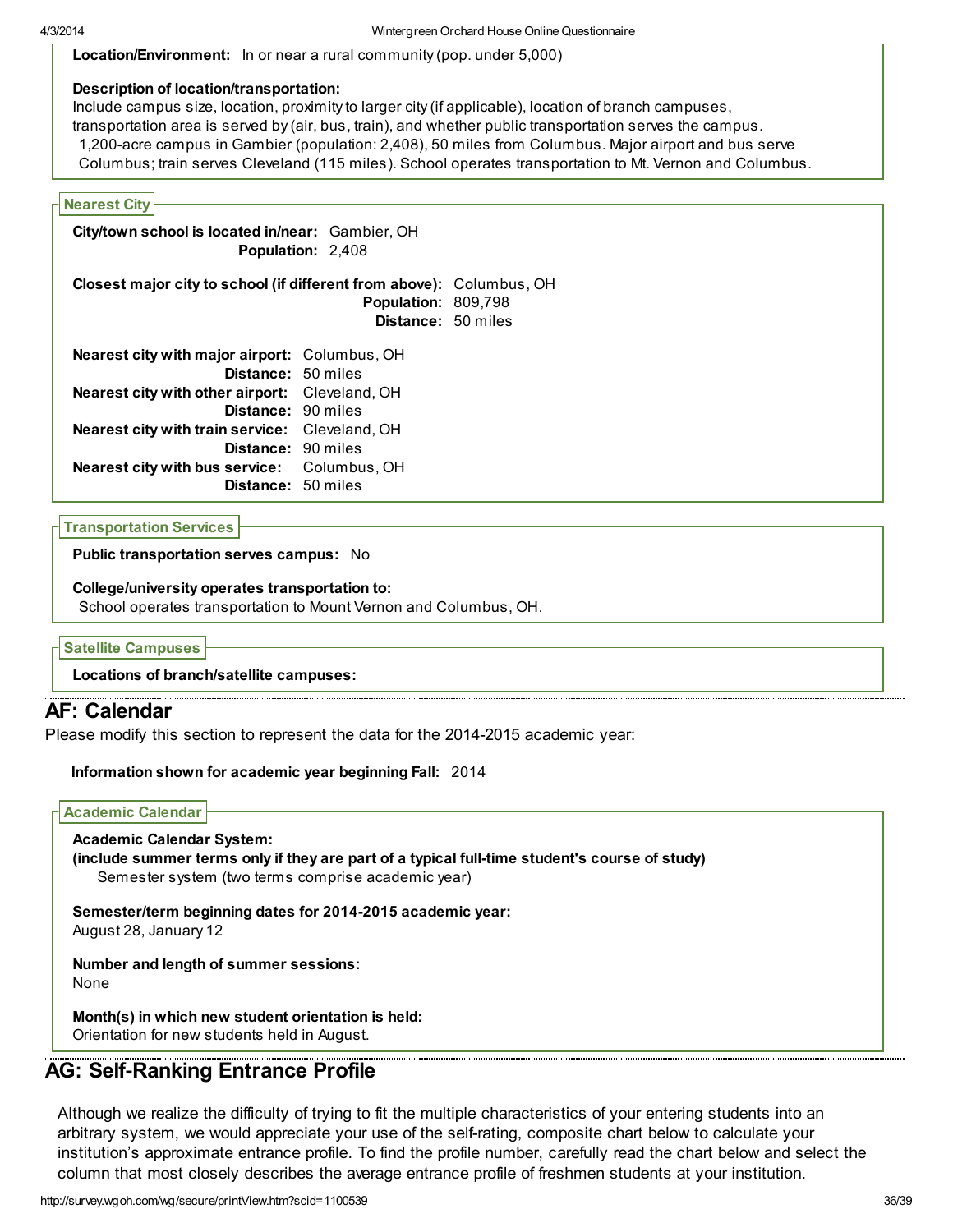**Location/Environment:** In or near a rural community (pop. under 5,000)

**Description of location/transportation:**
Include campus size, location, proximity to larger city (if applicable), location of branch campuses, transportation area is served by (air, bus, train), and whether public transportation serves the campus.
1,200-acre campus in Gambier (population: 2,408), 50 miles from Columbus. Major airport and bus serve Columbus; train serves Cleveland (115 miles). School operates transportation to Mt. Vernon and Columbus.

### Nearest City

**City/town school is located in/near:** Gambier, OH
**Population:** 2,408

**Closest major city to school (if different from above):** Columbus, OH
**Population:** 809,798
**Distance:** 50 miles

**Nearest city with major airport:** Columbus, OH
**Distance:** 50 miles
**Nearest city with other airport:** Cleveland, OH
**Distance:** 90 miles
**Nearest city with train service:** Cleveland, OH
**Distance:** 90 miles
**Nearest city with bus service:** Columbus, OH
**Distance:** 50 miles

### Transportation Services

**Public transportation serves campus:** No

**College/university operates transportation to:**
School operates transportation to Mount Vernon and Columbus, OH.

### Satellite Campuses

**Locations of branch/satellite campuses:**

## AF: Calendar

Please modify this section to represent the data for the 2014-2015 academic year:

**Information shown for academic year beginning Fall:** 2014

### Academic Calendar

**Academic Calendar System:**
**(include summer terms only if they are part of a typical full-time student's course of study)**
Semester system (two terms comprise academic year)

**Semester/term beginning dates for 2014-2015 academic year:**
August 28, January 12

**Number and length of summer sessions:**
None

**Month(s) in which new student orientation is held:**
Orientation for new students held in August.

## AG: Self-Ranking Entrance Profile

Although we realize the difficulty of trying to fit the multiple characteristics of your entering students into an arbitrary system, we would appreciate your use of the self-rating, composite chart below to calculate your institution's approximate entrance profile. To find the profile number, carefully read the chart below and select the column that most closely describes the average entrance profile of freshmen students at your institution.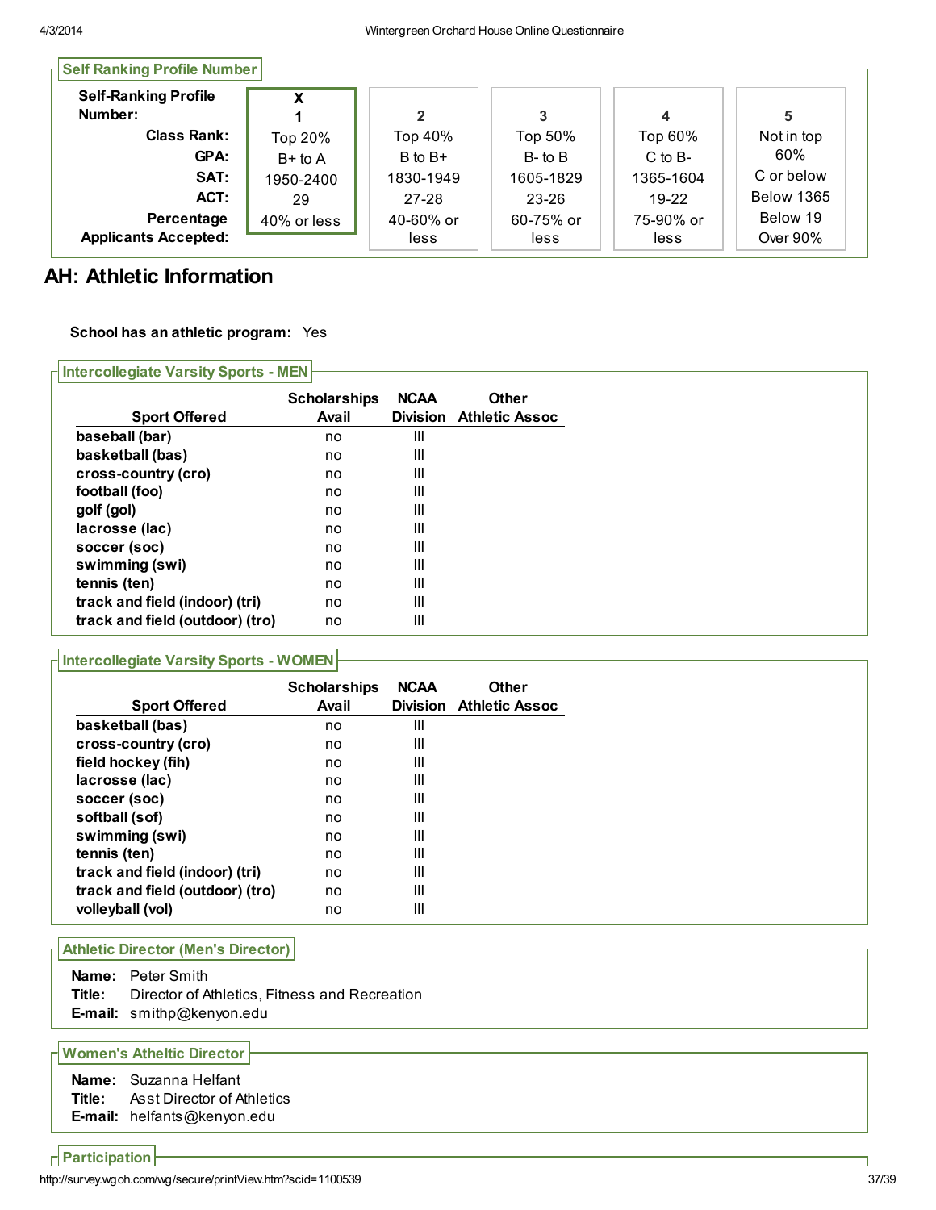### Self Ranking Profile Number

| Self-Ranking Profile Number: | X 1 | 2 | 3 | 4 | 5 |
|---|---|---|---|---|---|
| Class Rank: | Top 20% | Top 40% | Top 50% | Top 60% | Not in top 60% |
| GPA: | B+ to A | B to B+ | B- to B | C to B- | C or below |
| SAT: | 1950-2400 | 1830-1949 | 1605-1829 | 1365-1604 | Below 1365 |
| ACT: | 29 | 27-28 | 23-26 | 19-22 | Below 19 |
| Percentage Applicants Accepted: | 40% or less | 40-60% or less | 60-75% or less | 75-90% or less | Over 90% |

## AH: Athletic Information

**School has an athletic program:** Yes

### Intercollegiate Varsity Sports - MEN

| Sport Offered | Scholarships Avail | NCAA Division | Other Athletic Assoc |
|---|---|---|---|
| **baseball (bar)** | no | III | |
| **basketball (bas)** | no | III | |
| **cross-country (cro)** | no | III | |
| **football (foo)** | no | III | |
| **golf (gol)** | no | III | |
| **lacrosse (lac)** | no | III | |
| **soccer (soc)** | no | III | |
| **swimming (swi)** | no | III | |
| **tennis (ten)** | no | III | |
| **track and field (indoor) (tri)** | no | III | |
| **track and field (outdoor) (tro)** | no | III | |

### Intercollegiate Varsity Sports - WOMEN

| Sport Offered | Scholarships Avail | NCAA Division | Other Athletic Assoc |
|---|---|---|---|
| **basketball (bas)** | no | III | |
| **cross-country (cro)** | no | III | |
| **field hockey (fih)** | no | III | |
| **lacrosse (lac)** | no | III | |
| **soccer (soc)** | no | III | |
| **softball (sof)** | no | III | |
| **swimming (swi)** | no | III | |
| **tennis (ten)** | no | III | |
| **track and field (indoor) (tri)** | no | III | |
| **track and field (outdoor) (tro)** | no | III | |
| **volleyball (vol)** | no | III | |

### Athletic Director (Men's Director)

**Name:** Peter Smith
**Title:** Director of Athletics, Fitness and Recreation
**E-mail:** smithp@kenyon.edu

### Women's Atheltic Director

**Name:** Suzanna Helfant
**Title:** Asst Director of Athletics
**E-mail:** helfants@kenyon.edu

### Participation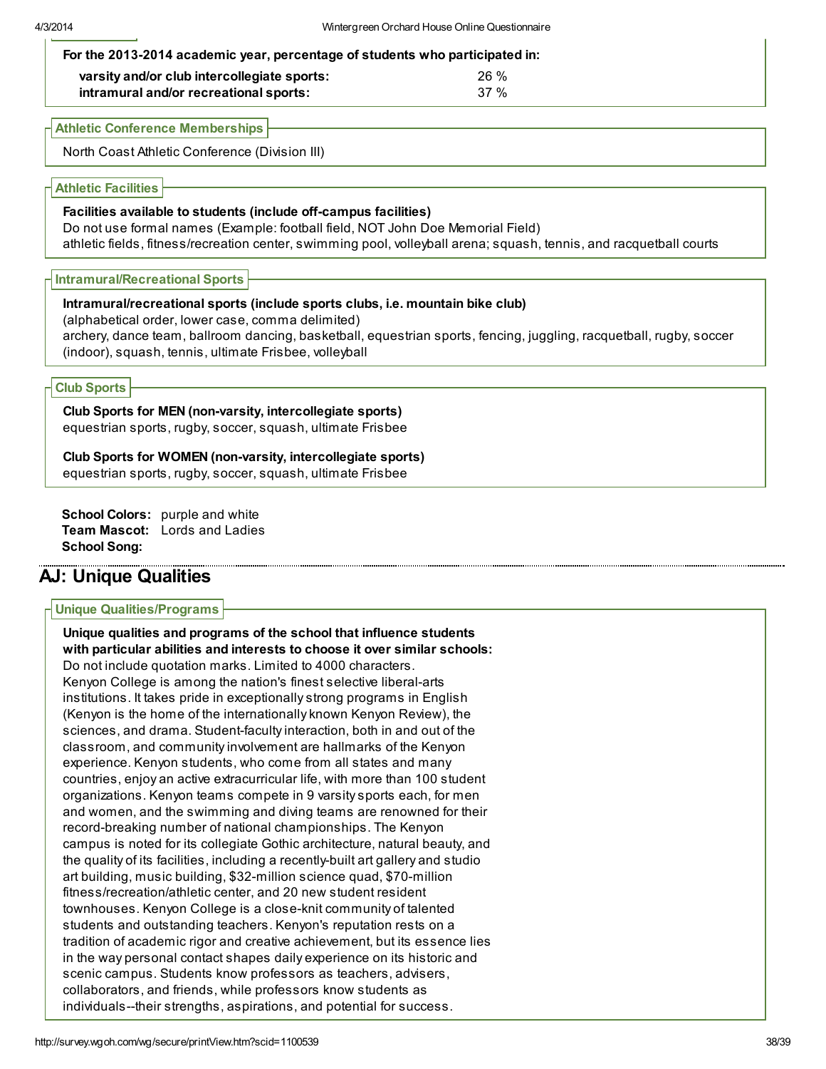**For the 2013-2014 academic year, percentage of students who participated in:**

| | |
|---|---|
| **varsity and/or club intercollegiate sports:** | 26 % |
| **intramural and/or recreational sports:** | 37 % |

### Athletic Conference Memberships

North Coast Athletic Conference (Division III)

### Athletic Facilities

**Facilities available to students (include off-campus facilities)**
Do not use formal names (Example: football field, NOT John Doe Memorial Field)
athletic fields, fitness/recreation center, swimming pool, volleyball arena; squash, tennis, and racquetball courts

### Intramural/Recreational Sports

**Intramural/recreational sports (include sports clubs, i.e. mountain bike club)**
(alphabetical order, lower case, comma delimited)
archery, dance team, ballroom dancing, basketball, equestrian sports, fencing, juggling, racquetball, rugby, soccer (indoor), squash, tennis, ultimate Frisbee, volleyball

### Club Sports

**Club Sports for MEN (non-varsity, intercollegiate sports)**
equestrian sports, rugby, soccer, squash, ultimate Frisbee

**Club Sports for WOMEN (non-varsity, intercollegiate sports)**
equestrian sports, rugby, soccer, squash, ultimate Frisbee

**School Colors:** purple and white
**Team Mascot:** Lords and Ladies
**School Song:**

## AJ: Unique Qualities

### Unique Qualities/Programs

**Unique qualities and programs of the school that influence students with particular abilities and interests to choose it over similar schools:**
Do not include quotation marks. Limited to 4000 characters.
Kenyon College is among the nation's finest selective liberal-arts institutions. It takes pride in exceptionally strong programs in English (Kenyon is the home of the internationally known Kenyon Review), the sciences, and drama. Student-faculty interaction, both in and out of the classroom, and community involvement are hallmarks of the Kenyon experience. Kenyon students, who come from all states and many countries, enjoy an active extracurricular life, with more than 100 student organizations. Kenyon teams compete in 9 varsity sports each, for men and women, and the swimming and diving teams are renowned for their record-breaking number of national championships. The Kenyon campus is noted for its collegiate Gothic architecture, natural beauty, and the quality of its facilities, including a recently-built art gallery and studio art building, music building, $32-million science quad, $70-million fitness/recreation/athletic center, and 20 new student resident townhouses. Kenyon College is a close-knit community of talented students and outstanding teachers. Kenyon's reputation rests on a tradition of academic rigor and creative achievement, but its essence lies in the way personal contact shapes daily experience on its historic and scenic campus. Students know professors as teachers, advisers, collaborators, and friends, while professors know students as individuals--their strengths, aspirations, and potential for success.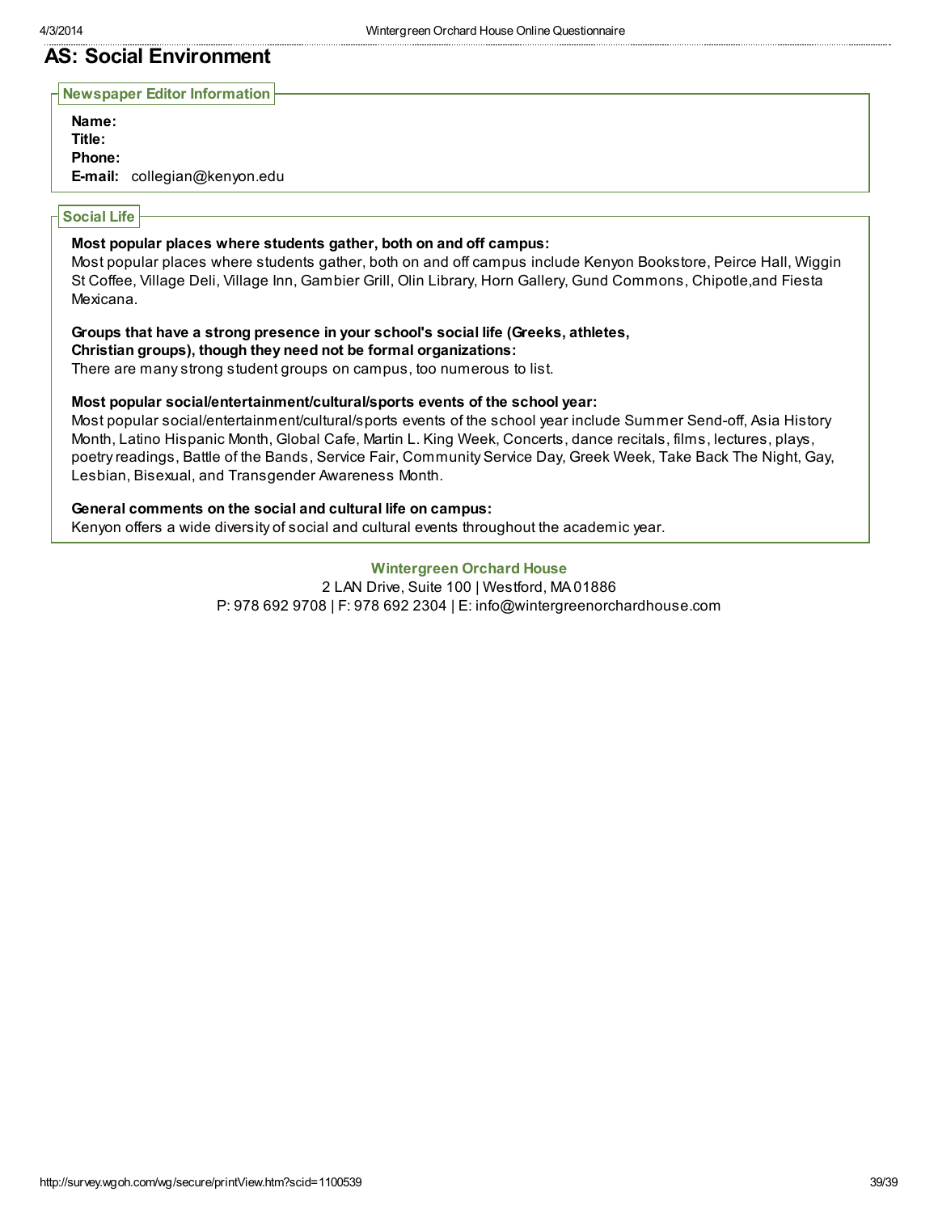# AS: Social Environment

## Newspaper Editor Information

**Name:**
**Title:**
**Phone:**
**E-mail:** collegian@kenyon.edu

## Social Life

**Most popular places where students gather, both on and off campus:**
Most popular places where students gather, both on and off campus include Kenyon Bookstore, Peirce Hall, Wiggin St Coffee, Village Deli, Village Inn, Gambier Grill, Olin Library, Horn Gallery, Gund Commons, Chipotle,and Fiesta Mexicana.

**Groups that have a strong presence in your school's social life (Greeks, athletes, Christian groups), though they need not be formal organizations:**
There are many strong student groups on campus, too numerous to list.

**Most popular social/entertainment/cultural/sports events of the school year:**
Most popular social/entertainment/cultural/sports events of the school year include Summer Send-off, Asia History Month, Latino Hispanic Month, Global Cafe, Martin L. King Week, Concerts, dance recitals, films, lectures, plays, poetry readings, Battle of the Bands, Service Fair, Community Service Day, Greek Week, Take Back The Night, Gay, Lesbian, Bisexual, and Transgender Awareness Month.

**General comments on the social and cultural life on campus:**
Kenyon offers a wide diversity of social and cultural events throughout the academic year.

**Wintergreen Orchard House**
2 LAN Drive, Suite 100 | Westford, MA 01886
P: 978 692 9708 | F: 978 692 2304 | E: info@wintergreenorchardhouse.com